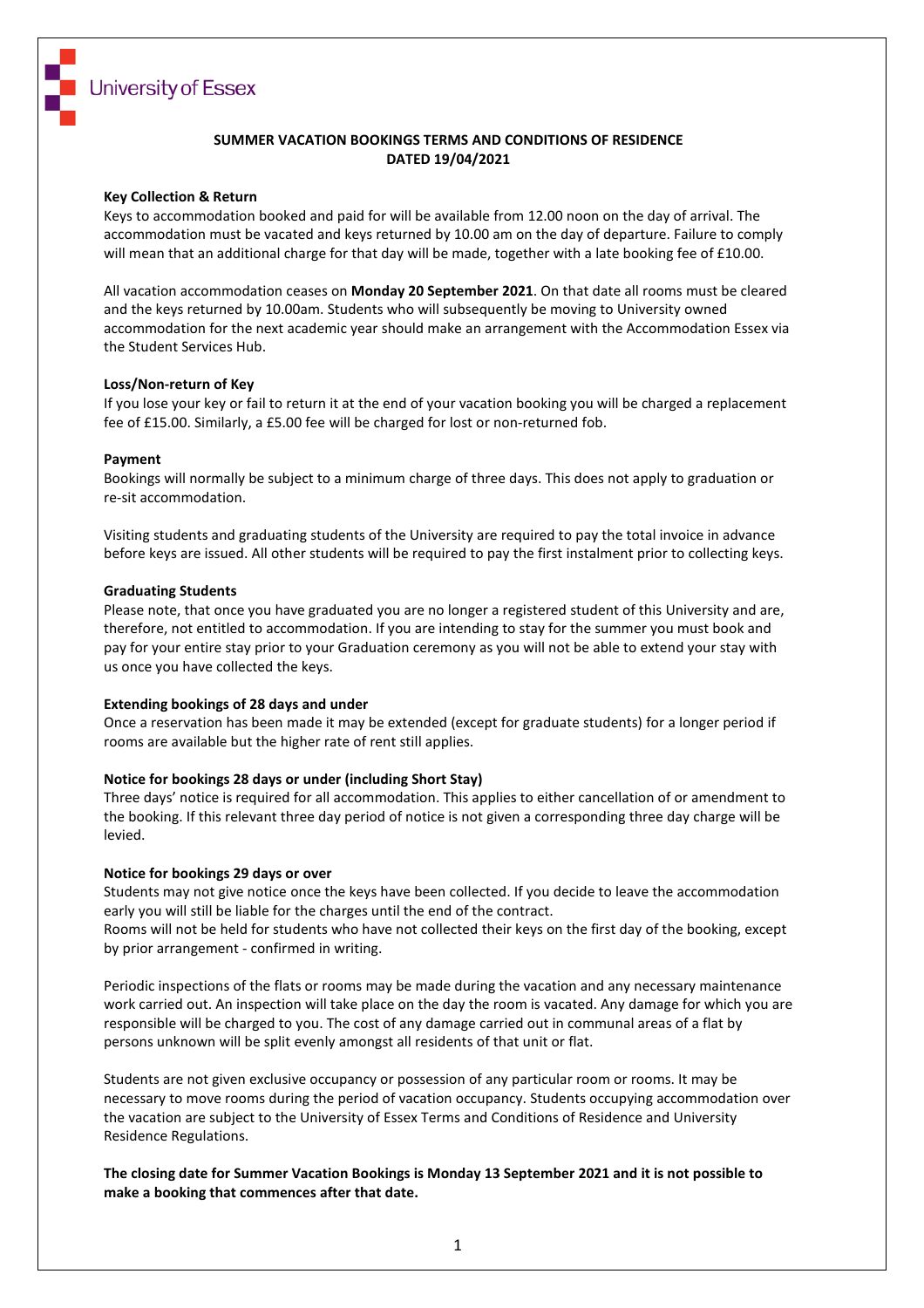University of Essex

# SUMMER VACATION BOOKINGS TERMS AND CONDITIONS OF RESIDENCE DATED 19/04/2021

**Key Collection & Return**

Keys to accommodation booked and paid for will be available from 12.00 noon on the day of arrival. The accommodation must be vacated and keys returned by 10.00 am on the day of departure. Failure to comply will mean that an additional charge for that day will be made, together with a late booking fee of £10.00.

All vacation accommodation ceases on **Monday 20 September 2021**. On that date all rooms must be cleared and the keys returned by 10.00am. Students who will subsequently be moving to University owned accommodation for the next academic year should make an arrangement with the Accommodation Essex via the Student Services Hub.

**Loss/Non-return of Key**

If you lose your key or fail to return it at the end of your vacation booking you will be charged a replacement fee of £15.00. Similarly, a £5.00 fee will be charged for lost or non-returned fob.

**Payment**

Bookings will normally be subject to a minimum charge of three days. This does not apply to graduation or re-sit accommodation.

Visiting students and graduating students of the University are required to pay the total invoice in advance before keys are issued. All other students will be required to pay the first instalment prior to collecting keys.

**Graduating Students**

Please note, that once you have graduated you are no longer a registered student of this University and are, therefore, not entitled to accommodation. If you are intending to stay for the summer you must book and pay for your entire stay prior to your Graduation ceremony as you will not be able to extend your stay with us once you have collected the keys.

**Extending bookings of 28 days and under**

Once a reservation has been made it may be extended (except for graduate students) for a longer period if rooms are available but the higher rate of rent still applies.

**Notice for bookings 28 days or under (including Short Stay)**

Three days' notice is required for all accommodation. This applies to either cancellation of or amendment to the booking. If this relevant three day period of notice is not given a corresponding three day charge will be levied.

**Notice for bookings 29 days or over**

Students may not give notice once the keys have been collected. If you decide to leave the accommodation early you will still be liable for the charges until the end of the contract.
Rooms will not be held for students who have not collected their keys on the first day of the booking, except by prior arrangement - confirmed in writing.

Periodic inspections of the flats or rooms may be made during the vacation and any necessary maintenance work carried out. An inspection will take place on the day the room is vacated. Any damage for which you are responsible will be charged to you. The cost of any damage carried out in communal areas of a flat by persons unknown will be split evenly amongst all residents of that unit or flat.

Students are not given exclusive occupancy or possession of any particular room or rooms. It may be necessary to move rooms during the period of vacation occupancy. Students occupying accommodation over the vacation are subject to the University of Essex Terms and Conditions of Residence and University Residence Regulations.

**The closing date for Summer Vacation Bookings is Monday 13 September 2021 and it is not possible to make a booking that commences after that date.**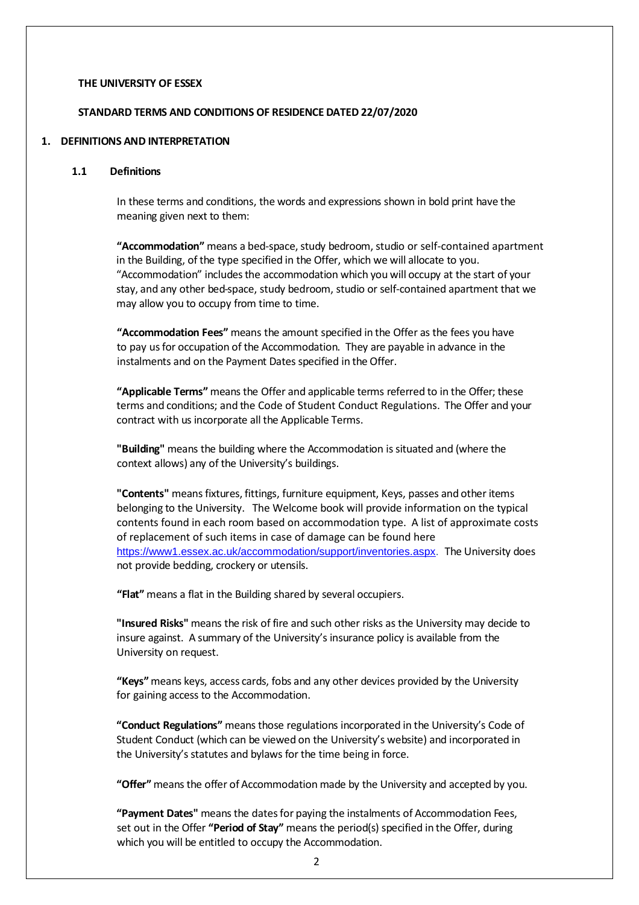**THE UNIVERSITY OF ESSEX**

**STANDARD TERMS AND CONDITIONS OF RESIDENCE DATED 22/07/2020**

## 1. DEFINITIONS AND INTERPRETATION

### 1.1 Definitions

In these terms and conditions, the words and expressions shown in bold print have the meaning given next to them:

**"Accommodation"** means a bed-space, study bedroom, studio or self-contained apartment in the Building, of the type specified in the Offer, which we will allocate to you. "Accommodation" includes the accommodation which you will occupy at the start of your stay, and any other bed-space, study bedroom, studio or self-contained apartment that we may allow you to occupy from time to time.

**"Accommodation Fees"** means the amount specified in the Offer as the fees you have to pay us for occupation of the Accommodation. They are payable in advance in the instalments and on the Payment Dates specified in the Offer.

**"Applicable Terms"** means the Offer and applicable terms referred to in the Offer; these terms and conditions; and the Code of Student Conduct Regulations. The Offer and your contract with us incorporate all the Applicable Terms.

**"Building"** means the building where the Accommodation is situated and (where the context allows) any of the University's buildings.

**"Contents"** means fixtures, fittings, furniture equipment, Keys, passes and other items belonging to the University. The Welcome book will provide information on the typical contents found in each room based on accommodation type. A list of approximate costs of replacement of such items in case of damage can be found here https://www1.essex.ac.uk/accommodation/support/inventories.aspx. The University does not provide bedding, crockery or utensils.

**"Flat"** means a flat in the Building shared by several occupiers.

**"Insured Risks"** means the risk of fire and such other risks as the University may decide to insure against. A summary of the University's insurance policy is available from the University on request.

**"Keys"** means keys, access cards, fobs and any other devices provided by the University for gaining access to the Accommodation.

**"Conduct Regulations"** means those regulations incorporated in the University's Code of Student Conduct (which can be viewed on the University's website) and incorporated in the University's statutes and bylaws for the time being in force.

**"Offer"** means the offer of Accommodation made by the University and accepted by you.

**"Payment Dates"** means the dates for paying the instalments of Accommodation Fees, set out in the Offer **"Period of Stay"** means the period(s) specified in the Offer, during which you will be entitled to occupy the Accommodation.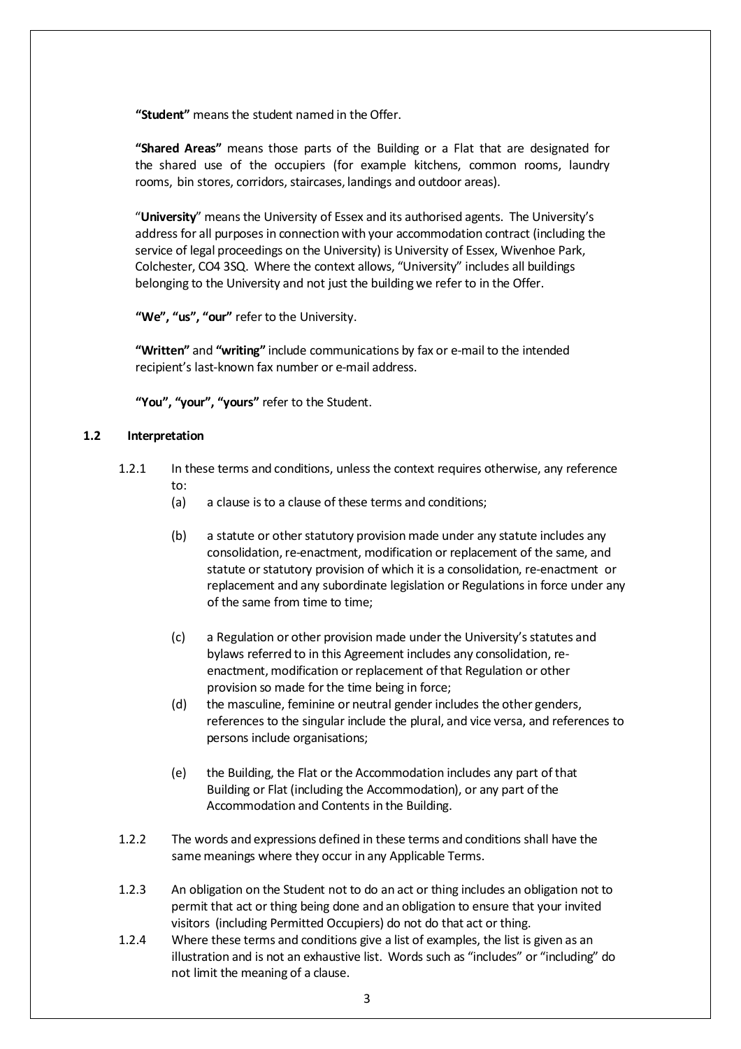**"Student"** means the student named in the Offer.

**"Shared Areas"** means those parts of the Building or a Flat that are designated for the shared use of the occupiers (for example kitchens, common rooms, laundry rooms, bin stores, corridors, staircases, landings and outdoor areas).

"**University**" means the University of Essex and its authorised agents. The University's address for all purposes in connection with your accommodation contract (including the service of legal proceedings on the University) is University of Essex, Wivenhoe Park, Colchester, CO4 3SQ. Where the context allows, "University" includes all buildings belonging to the University and not just the building we refer to in the Offer.

**"We", "us", "our"** refer to the University.

**"Written"** and **"writing"** include communications by fax or e-mail to the intended recipient's last-known fax number or e-mail address.

**"You", "your", "yours"** refer to the Student.

### 1.2 Interpretation

1.2.1 In these terms and conditions, unless the context requires otherwise, any reference to:

- (a) a clause is to a clause of these terms and conditions;
- (b) a statute or other statutory provision made under any statute includes any consolidation, re-enactment, modification or replacement of the same, and statute or statutory provision of which it is a consolidation, re-enactment or replacement and any subordinate legislation or Regulations in force under any of the same from time to time;
- (c) a Regulation or other provision made under the University's statutes and bylaws referred to in this Agreement includes any consolidation, re-enactment, modification or replacement of that Regulation or other provision so made for the time being in force;
- (d) the masculine, feminine or neutral gender includes the other genders, references to the singular include the plural, and vice versa, and references to persons include organisations;
- (e) the Building, the Flat or the Accommodation includes any part of that Building or Flat (including the Accommodation), or any part of the Accommodation and Contents in the Building.

1.2.2 The words and expressions defined in these terms and conditions shall have the same meanings where they occur in any Applicable Terms.

1.2.3 An obligation on the Student not to do an act or thing includes an obligation not to permit that act or thing being done and an obligation to ensure that your invited visitors (including Permitted Occupiers) do not do that act or thing.

1.2.4 Where these terms and conditions give a list of examples, the list is given as an illustration and is not an exhaustive list. Words such as "includes" or "including" do not limit the meaning of a clause.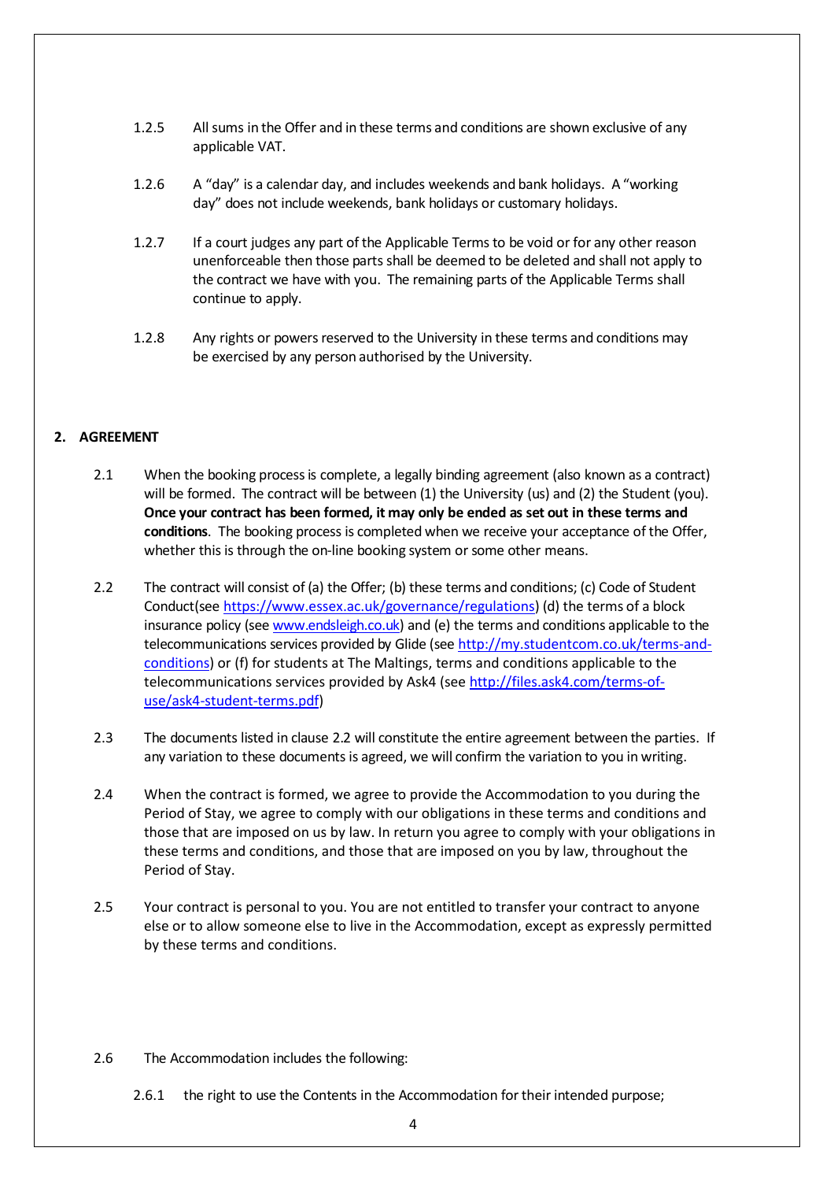1.2.5 All sums in the Offer and in these terms and conditions are shown exclusive of any applicable VAT.

1.2.6 A "day" is a calendar day, and includes weekends and bank holidays. A "working day" does not include weekends, bank holidays or customary holidays.

1.2.7 If a court judges any part of the Applicable Terms to be void or for any other reason unenforceable then those parts shall be deemed to be deleted and shall not apply to the contract we have with you. The remaining parts of the Applicable Terms shall continue to apply.

1.2.8 Any rights or powers reserved to the University in these terms and conditions may be exercised by any person authorised by the University.

## 2. AGREEMENT

2.1 When the booking process is complete, a legally binding agreement (also known as a contract) will be formed. The contract will be between (1) the University (us) and (2) the Student (you). **Once your contract has been formed, it may only be ended as set out in these terms and conditions**. The booking process is completed when we receive your acceptance of the Offer, whether this is through the on-line booking system or some other means.

2.2 The contract will consist of (a) the Offer; (b) these terms and conditions; (c) Code of Student Conduct(see [https://www.essex.ac.uk/governance/regulations](https://www.essex.ac.uk/governance/regulations)) (d) the terms of a block insurance policy (see [www.endsleigh.co.uk](http://www.endsleigh.co.uk)) and (e) the terms and conditions applicable to the telecommunications services provided by Glide (see [http://my.studentcom.co.uk/terms-and-conditions](http://my.studentcom.co.uk/terms-and-conditions)) or (f) for students at The Maltings, terms and conditions applicable to the telecommunications services provided by Ask4 (see [http://files.ask4.com/terms-of-use/ask4-student-terms.pdf](http://files.ask4.com/terms-of-use/ask4-student-terms.pdf))

2.3 The documents listed in clause 2.2 will constitute the entire agreement between the parties. If any variation to these documents is agreed, we will confirm the variation to you in writing.

2.4 When the contract is formed, we agree to provide the Accommodation to you during the Period of Stay, we agree to comply with our obligations in these terms and conditions and those that are imposed on us by law. In return you agree to comply with your obligations in these terms and conditions, and those that are imposed on you by law, throughout the Period of Stay.

2.5 Your contract is personal to you. You are not entitled to transfer your contract to anyone else or to allow someone else to live in the Accommodation, except as expressly permitted by these terms and conditions.

2.6 The Accommodation includes the following:

2.6.1 the right to use the Contents in the Accommodation for their intended purpose;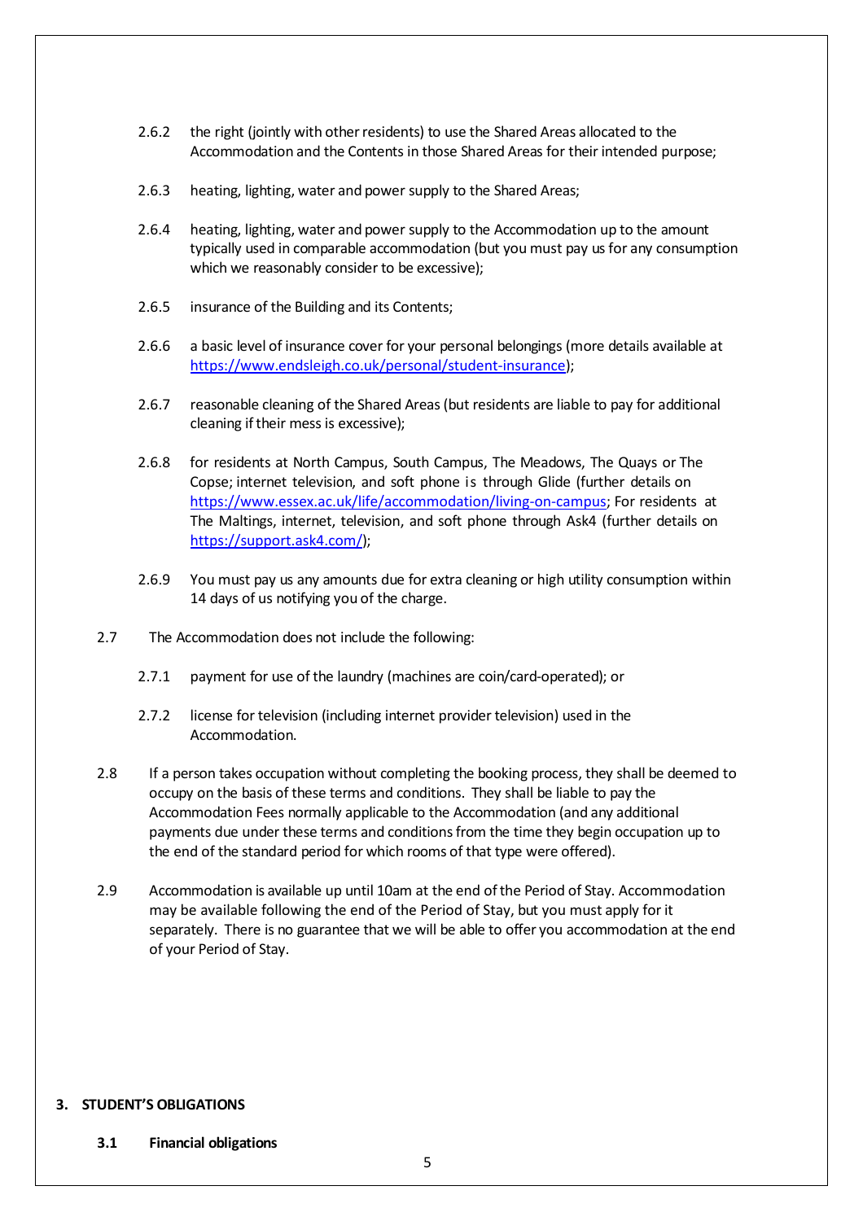2.6.2 the right (jointly with other residents) to use the Shared Areas allocated to the Accommodation and the Contents in those Shared Areas for their intended purpose;

2.6.3 heating, lighting, water and power supply to the Shared Areas;

2.6.4 heating, lighting, water and power supply to the Accommodation up to the amount typically used in comparable accommodation (but you must pay us for any consumption which we reasonably consider to be excessive);

2.6.5 insurance of the Building and its Contents;

2.6.6 a basic level of insurance cover for your personal belongings (more details available at https://www.endsleigh.co.uk/personal/student-insurance);

2.6.7 reasonable cleaning of the Shared Areas (but residents are liable to pay for additional cleaning if their mess is excessive);

2.6.8 for residents at North Campus, South Campus, The Meadows, The Quays or The Copse; internet television, and soft phone is through Glide (further details on https://www.essex.ac.uk/life/accommodation/living-on-campus; For residents at The Maltings, internet, television, and soft phone through Ask4 (further details on https://support.ask4.com/);

2.6.9 You must pay us any amounts due for extra cleaning or high utility consumption within 14 days of us notifying you of the charge.

2.7 The Accommodation does not include the following:

2.7.1 payment for use of the laundry (machines are coin/card-operated); or

2.7.2 license for television (including internet provider television) used in the Accommodation.

2.8 If a person takes occupation without completing the booking process, they shall be deemed to occupy on the basis of these terms and conditions. They shall be liable to pay the Accommodation Fees normally applicable to the Accommodation (and any additional payments due under these terms and conditions from the time they begin occupation up to the end of the standard period for which rooms of that type were offered).

2.9 Accommodation is available up until 10am at the end of the Period of Stay. Accommodation may be available following the end of the Period of Stay, but you must apply for it separately. There is no guarantee that we will be able to offer you accommodation at the end of your Period of Stay.

## 3. STUDENT'S OBLIGATIONS

### 3.1 Financial obligations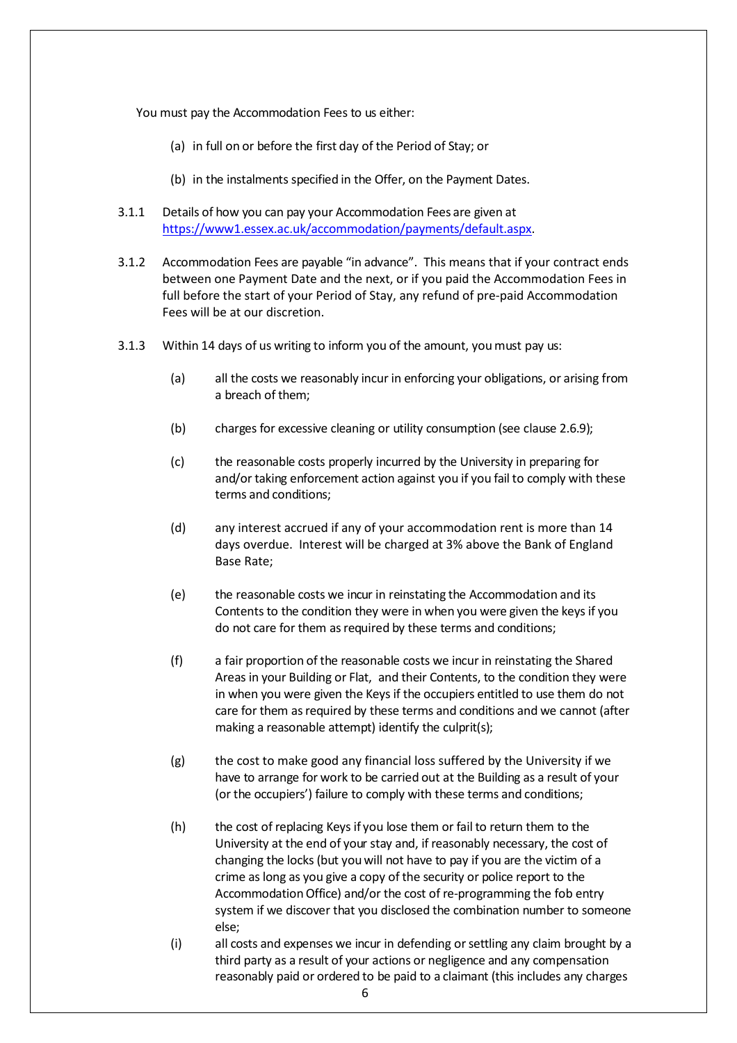You must pay the Accommodation Fees to us either:

(a) in full on or before the first day of the Period of Stay; or

(b) in the instalments specified in the Offer, on the Payment Dates.

3.1.1 Details of how you can pay your Accommodation Fees are given at [https://www1.essex.ac.uk/accommodation/payments/default.aspx](https://www1.essex.ac.uk/accommodation/payments/default.aspx).

3.1.2 Accommodation Fees are payable "in advance". This means that if your contract ends between one Payment Date and the next, or if you paid the Accommodation Fees in full before the start of your Period of Stay, any refund of pre-paid Accommodation Fees will be at our discretion.

3.1.3 Within 14 days of us writing to inform you of the amount, you must pay us:

(a) all the costs we reasonably incur in enforcing your obligations, or arising from a breach of them;

(b) charges for excessive cleaning or utility consumption (see clause 2.6.9);

(c) the reasonable costs properly incurred by the University in preparing for and/or taking enforcement action against you if you fail to comply with these terms and conditions;

(d) any interest accrued if any of your accommodation rent is more than 14 days overdue. Interest will be charged at 3% above the Bank of England Base Rate;

(e) the reasonable costs we incur in reinstating the Accommodation and its Contents to the condition they were in when you were given the keys if you do not care for them as required by these terms and conditions;

(f) a fair proportion of the reasonable costs we incur in reinstating the Shared Areas in your Building or Flat, and their Contents, to the condition they were in when you were given the Keys if the occupiers entitled to use them do not care for them as required by these terms and conditions and we cannot (after making a reasonable attempt) identify the culprit(s);

(g) the cost to make good any financial loss suffered by the University if we have to arrange for work to be carried out at the Building as a result of your (or the occupiers') failure to comply with these terms and conditions;

(h) the cost of replacing Keys if you lose them or fail to return them to the University at the end of your stay and, if reasonably necessary, the cost of changing the locks (but you will not have to pay if you are the victim of a crime as long as you give a copy of the security or police report to the Accommodation Office) and/or the cost of re-programming the fob entry system if we discover that you disclosed the combination number to someone else;

(i) all costs and expenses we incur in defending or settling any claim brought by a third party as a result of your actions or negligence and any compensation reasonably paid or ordered to be paid to a claimant (this includes any charges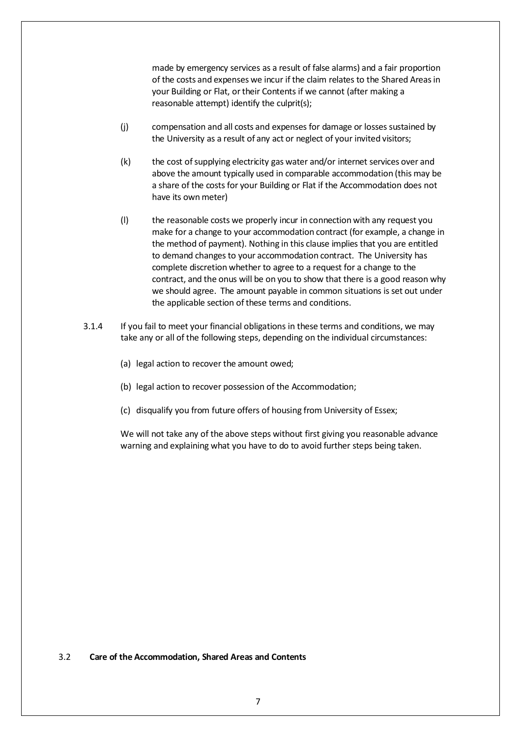made by emergency services as a result of false alarms) and a fair proportion of the costs and expenses we incur if the claim relates to the Shared Areas in your Building or Flat, or their Contents if we cannot (after making a reasonable attempt) identify the culprit(s);

(j) compensation and all costs and expenses for damage or losses sustained by the University as a result of any act or neglect of your invited visitors;

(k) the cost of supplying electricity gas water and/or internet services over and above the amount typically used in comparable accommodation (this may be a share of the costs for your Building or Flat if the Accommodation does not have its own meter)

(l) the reasonable costs we properly incur in connection with any request you make for a change to your accommodation contract (for example, a change in the method of payment). Nothing in this clause implies that you are entitled to demand changes to your accommodation contract. The University has complete discretion whether to agree to a request for a change to the contract, and the onus will be on you to show that there is a good reason why we should agree. The amount payable in common situations is set out under the applicable section of these terms and conditions.

3.1.4 If you fail to meet your financial obligations in these terms and conditions, we may take any or all of the following steps, depending on the individual circumstances:

(a) legal action to recover the amount owed;

(b) legal action to recover possession of the Accommodation;

(c) disqualify you from future offers of housing from University of Essex;

We will not take any of the above steps without first giving you reasonable advance warning and explaining what you have to do to avoid further steps being taken.

3.2 **Care of the Accommodation, Shared Areas and Contents**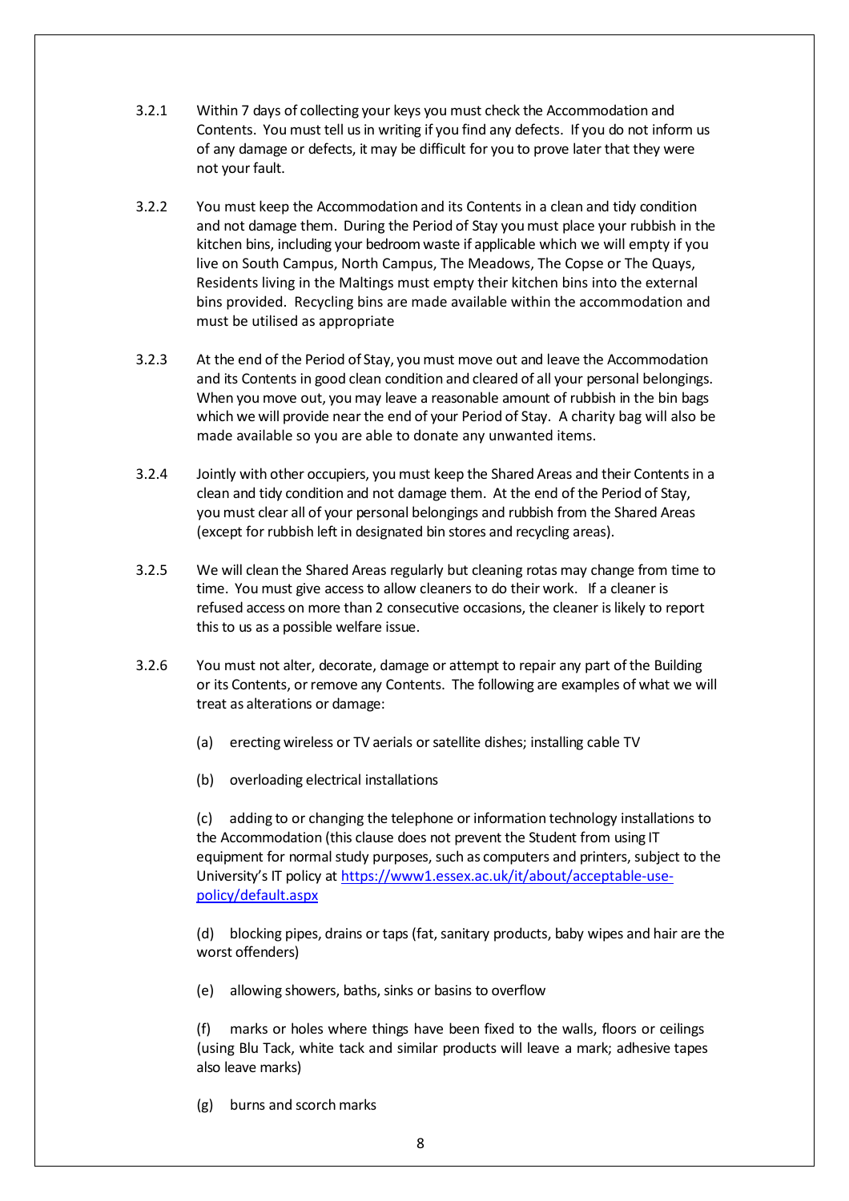3.2.1 Within 7 days of collecting your keys you must check the Accommodation and Contents. You must tell us in writing if you find any defects. If you do not inform us of any damage or defects, it may be difficult for you to prove later that they were not your fault.

3.2.2 You must keep the Accommodation and its Contents in a clean and tidy condition and not damage them. During the Period of Stay you must place your rubbish in the kitchen bins, including your bedroom waste if applicable which we will empty if you live on South Campus, North Campus, The Meadows, The Copse or The Quays, Residents living in the Maltings must empty their kitchen bins into the external bins provided. Recycling bins are made available within the accommodation and must be utilised as appropriate

3.2.3 At the end of the Period of Stay, you must move out and leave the Accommodation and its Contents in good clean condition and cleared of all your personal belongings. When you move out, you may leave a reasonable amount of rubbish in the bin bags which we will provide near the end of your Period of Stay. A charity bag will also be made available so you are able to donate any unwanted items.

3.2.4 Jointly with other occupiers, you must keep the Shared Areas and their Contents in a clean and tidy condition and not damage them. At the end of the Period of Stay, you must clear all of your personal belongings and rubbish from the Shared Areas (except for rubbish left in designated bin stores and recycling areas).

3.2.5 We will clean the Shared Areas regularly but cleaning rotas may change from time to time. You must give access to allow cleaners to do their work. If a cleaner is refused access on more than 2 consecutive occasions, the cleaner is likely to report this to us as a possible welfare issue.

3.2.6 You must not alter, decorate, damage or attempt to repair any part of the Building or its Contents, or remove any Contents. The following are examples of what we will treat as alterations or damage:

(a) erecting wireless or TV aerials or satellite dishes; installing cable TV

(b) overloading electrical installations

(c) adding to or changing the telephone or information technology installations to the Accommodation (this clause does not prevent the Student from using IT equipment for normal study purposes, such as computers and printers, subject to the University's IT policy at [https://www1.essex.ac.uk/it/about/acceptable-use-policy/default.aspx](https://www1.essex.ac.uk/it/about/acceptable-use-policy/default.aspx)

(d) blocking pipes, drains or taps (fat, sanitary products, baby wipes and hair are the worst offenders)

(e) allowing showers, baths, sinks or basins to overflow

(f) marks or holes where things have been fixed to the walls, floors or ceilings (using Blu Tack, white tack and similar products will leave a mark; adhesive tapes also leave marks)

(g) burns and scorch marks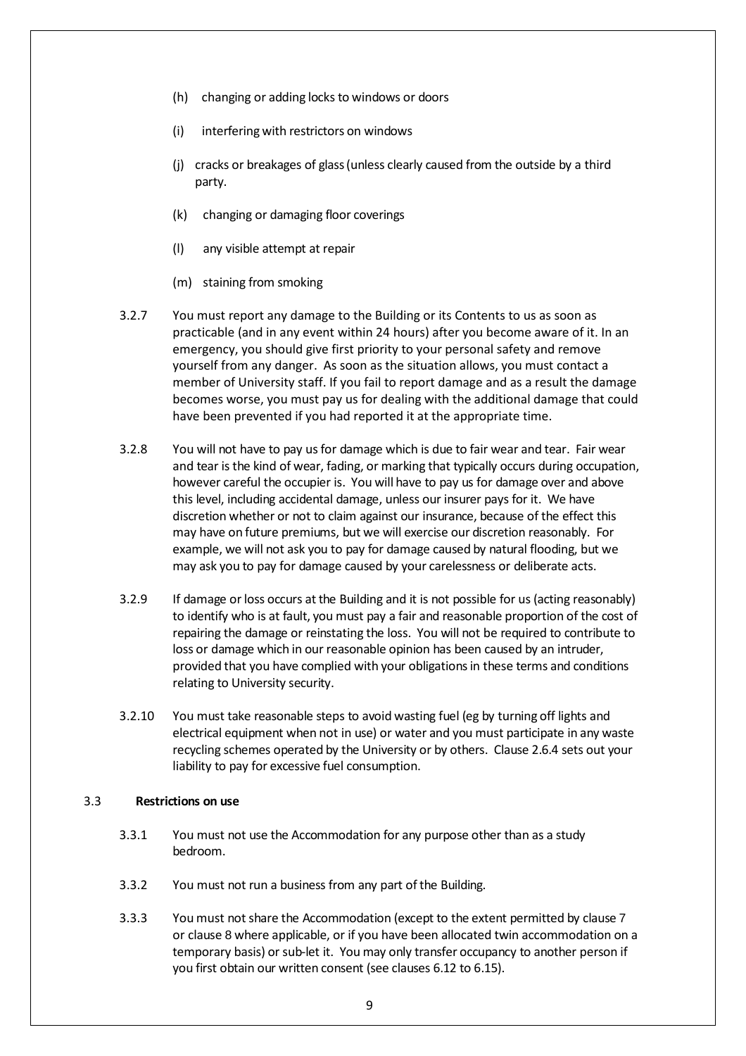(h) changing or adding locks to windows or doors

(i) interfering with restrictors on windows

(j) cracks or breakages of glass (unless clearly caused from the outside by a third party.

(k) changing or damaging floor coverings

(l) any visible attempt at repair

(m) staining from smoking

3.2.7 You must report any damage to the Building or its Contents to us as soon as practicable (and in any event within 24 hours) after you become aware of it. In an emergency, you should give first priority to your personal safety and remove yourself from any danger. As soon as the situation allows, you must contact a member of University staff. If you fail to report damage and as a result the damage becomes worse, you must pay us for dealing with the additional damage that could have been prevented if you had reported it at the appropriate time.

3.2.8 You will not have to pay us for damage which is due to fair wear and tear. Fair wear and tear is the kind of wear, fading, or marking that typically occurs during occupation, however careful the occupier is. You will have to pay us for damage over and above this level, including accidental damage, unless our insurer pays for it. We have discretion whether or not to claim against our insurance, because of the effect this may have on future premiums, but we will exercise our discretion reasonably. For example, we will not ask you to pay for damage caused by natural flooding, but we may ask you to pay for damage caused by your carelessness or deliberate acts.

3.2.9 If damage or loss occurs at the Building and it is not possible for us (acting reasonably) to identify who is at fault, you must pay a fair and reasonable proportion of the cost of repairing the damage or reinstating the loss. You will not be required to contribute to loss or damage which in our reasonable opinion has been caused by an intruder, provided that you have complied with your obligations in these terms and conditions relating to University security.

3.2.10 You must take reasonable steps to avoid wasting fuel (eg by turning off lights and electrical equipment when not in use) or water and you must participate in any waste recycling schemes operated by the University or by others. Clause 2.6.4 sets out your liability to pay for excessive fuel consumption.

### 3.3 Restrictions on use

3.3.1 You must not use the Accommodation for any purpose other than as a study bedroom.

3.3.2 You must not run a business from any part of the Building.

3.3.3 You must not share the Accommodation (except to the extent permitted by clause 7 or clause 8 where applicable, or if you have been allocated twin accommodation on a temporary basis) or sub-let it. You may only transfer occupancy to another person if you first obtain our written consent (see clauses 6.12 to 6.15).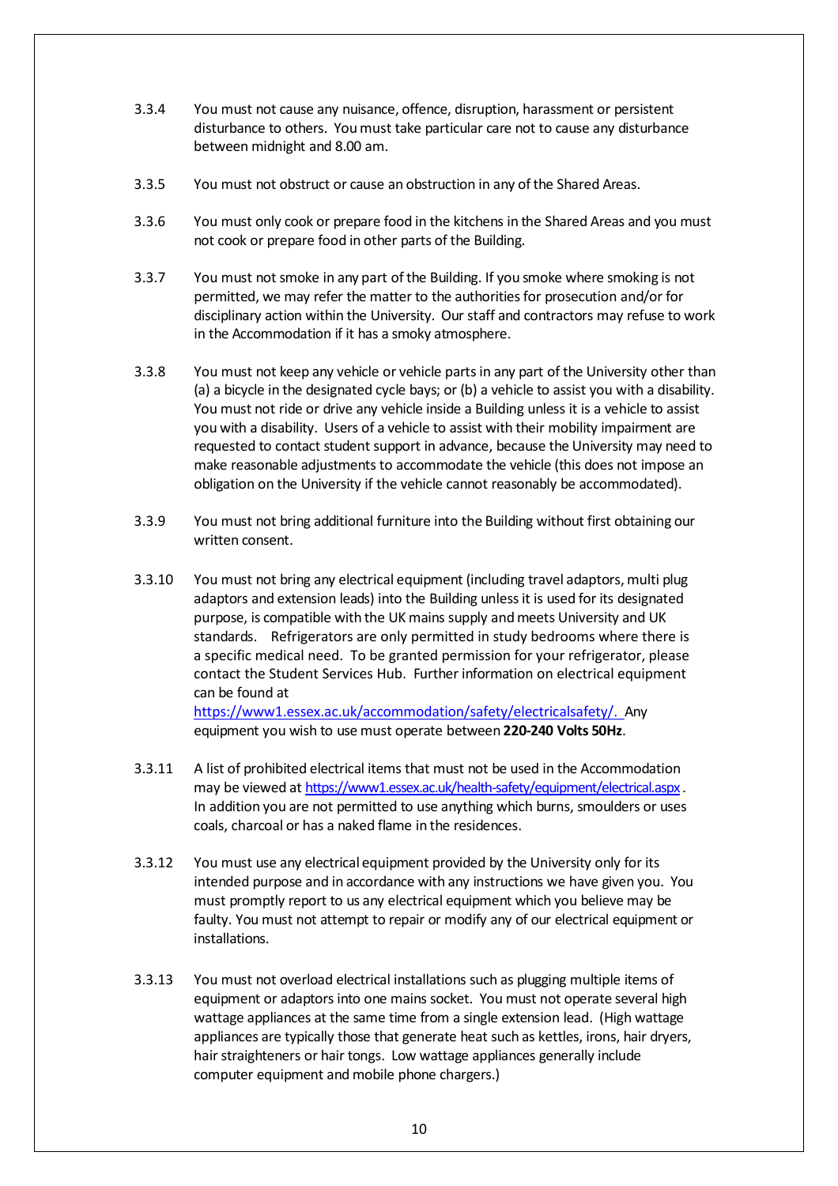3.3.4 You must not cause any nuisance, offence, disruption, harassment or persistent disturbance to others. You must take particular care not to cause any disturbance between midnight and 8.00 am.

3.3.5 You must not obstruct or cause an obstruction in any of the Shared Areas.

3.3.6 You must only cook or prepare food in the kitchens in the Shared Areas and you must not cook or prepare food in other parts of the Building.

3.3.7 You must not smoke in any part of the Building. If you smoke where smoking is not permitted, we may refer the matter to the authorities for prosecution and/or for disciplinary action within the University. Our staff and contractors may refuse to work in the Accommodation if it has a smoky atmosphere.

3.3.8 You must not keep any vehicle or vehicle parts in any part of the University other than (a) a bicycle in the designated cycle bays; or (b) a vehicle to assist you with a disability. You must not ride or drive any vehicle inside a Building unless it is a vehicle to assist you with a disability. Users of a vehicle to assist with their mobility impairment are requested to contact student support in advance, because the University may need to make reasonable adjustments to accommodate the vehicle (this does not impose an obligation on the University if the vehicle cannot reasonably be accommodated).

3.3.9 You must not bring additional furniture into the Building without first obtaining our written consent.

3.3.10 You must not bring any electrical equipment (including travel adaptors, multi plug adaptors and extension leads) into the Building unless it is used for its designated purpose, is compatible with the UK mains supply and meets University and UK standards. Refrigerators are only permitted in study bedrooms where there is a specific medical need. To be granted permission for your refrigerator, please contact the Student Services Hub. Further information on electrical equipment can be found at https://www1.essex.ac.uk/accommodation/safety/electricalsafety/. Any equipment you wish to use must operate between **220-240 Volts 50Hz**.

3.3.11 A list of prohibited electrical items that must not be used in the Accommodation may be viewed at https://www1.essex.ac.uk/health-safety/equipment/electrical.aspx. In addition you are not permitted to use anything which burns, smoulders or uses coals, charcoal or has a naked flame in the residences.

3.3.12 You must use any electrical equipment provided by the University only for its intended purpose and in accordance with any instructions we have given you. You must promptly report to us any electrical equipment which you believe may be faulty. You must not attempt to repair or modify any of our electrical equipment or installations.

3.3.13 You must not overload electrical installations such as plugging multiple items of equipment or adaptors into one mains socket. You must not operate several high wattage appliances at the same time from a single extension lead. (High wattage appliances are typically those that generate heat such as kettles, irons, hair dryers, hair straighteners or hair tongs. Low wattage appliances generally include computer equipment and mobile phone chargers.)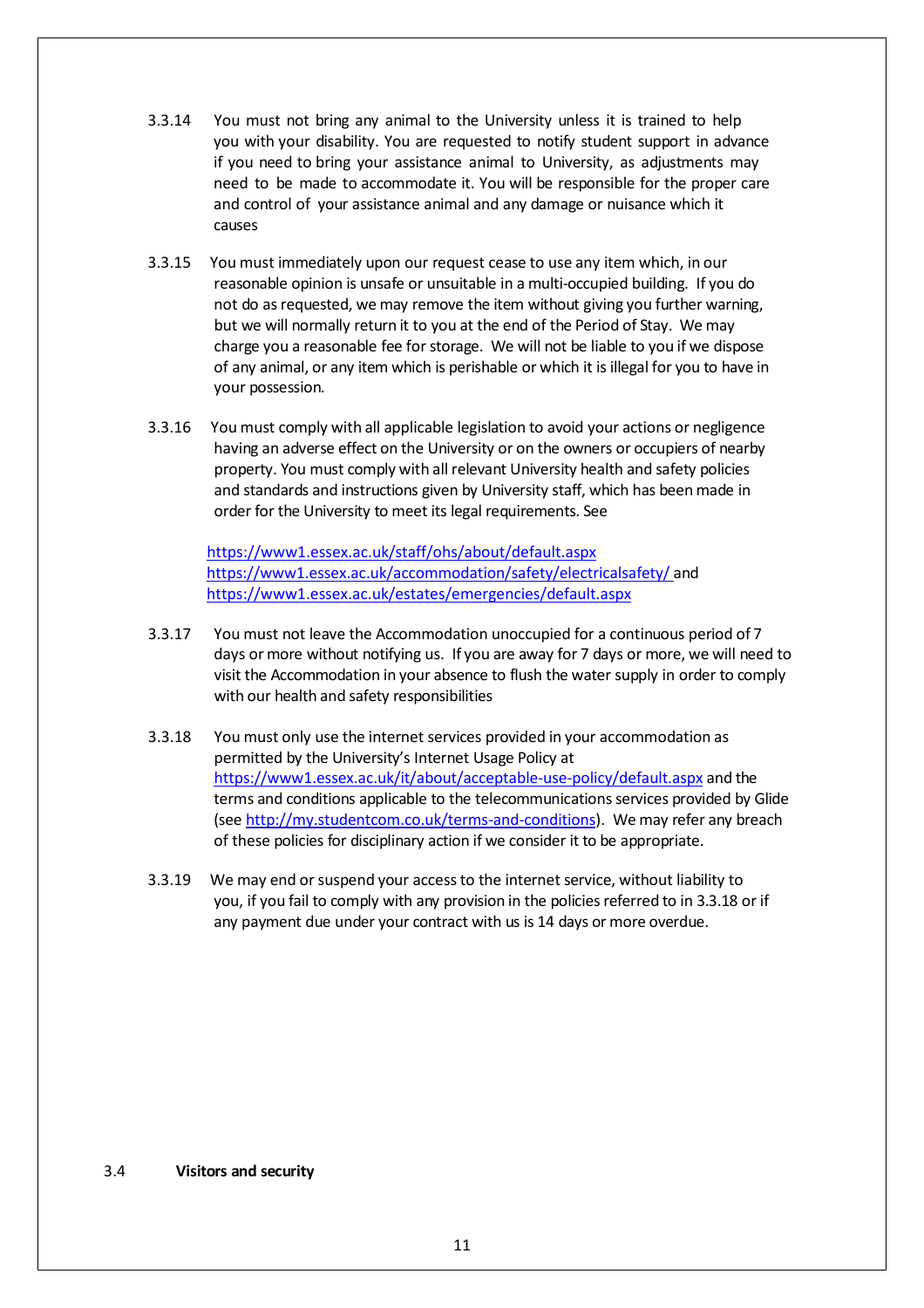3.3.14 You must not bring any animal to the University unless it is trained to help you with your disability. You are requested to notify student support in advance if you need to bring your assistance animal to University, as adjustments may need to be made to accommodate it. You will be responsible for the proper care and control of your assistance animal and any damage or nuisance which it causes

3.3.15 You must immediately upon our request cease to use any item which, in our reasonable opinion is unsafe or unsuitable in a multi-occupied building. If you do not do as requested, we may remove the item without giving you further warning, but we will normally return it to you at the end of the Period of Stay. We may charge you a reasonable fee for storage. We will not be liable to you if we dispose of any animal, or any item which is perishable or which it is illegal for you to have in your possession.

3.3.16 You must comply with all applicable legislation to avoid your actions or negligence having an adverse effect on the University or on the owners or occupiers of nearby property. You must comply with all relevant University health and safety policies and standards and instructions given by University staff, which has been made in order for the University to meet its legal requirements. See

https://www1.essex.ac.uk/staff/ohs/about/default.aspx
https://www1.essex.ac.uk/accommodation/safety/electricalsafety/ and
https://www1.essex.ac.uk/estates/emergencies/default.aspx

3.3.17 You must not leave the Accommodation unoccupied for a continuous period of 7 days or more without notifying us. If you are away for 7 days or more, we will need to visit the Accommodation in your absence to flush the water supply in order to comply with our health and safety responsibilities

3.3.18 You must only use the internet services provided in your accommodation as permitted by the University's Internet Usage Policy at https://www1.essex.ac.uk/it/about/acceptable-use-policy/default.aspx and the terms and conditions applicable to the telecommunications services provided by Glide (see http://my.studentcom.co.uk/terms-and-conditions). We may refer any breach of these policies for disciplinary action if we consider it to be appropriate.

3.3.19 We may end or suspend your access to the internet service, without liability to you, if you fail to comply with any provision in the policies referred to in 3.3.18 or if any payment due under your contract with us is 14 days or more overdue.

3.4 **Visitors and security**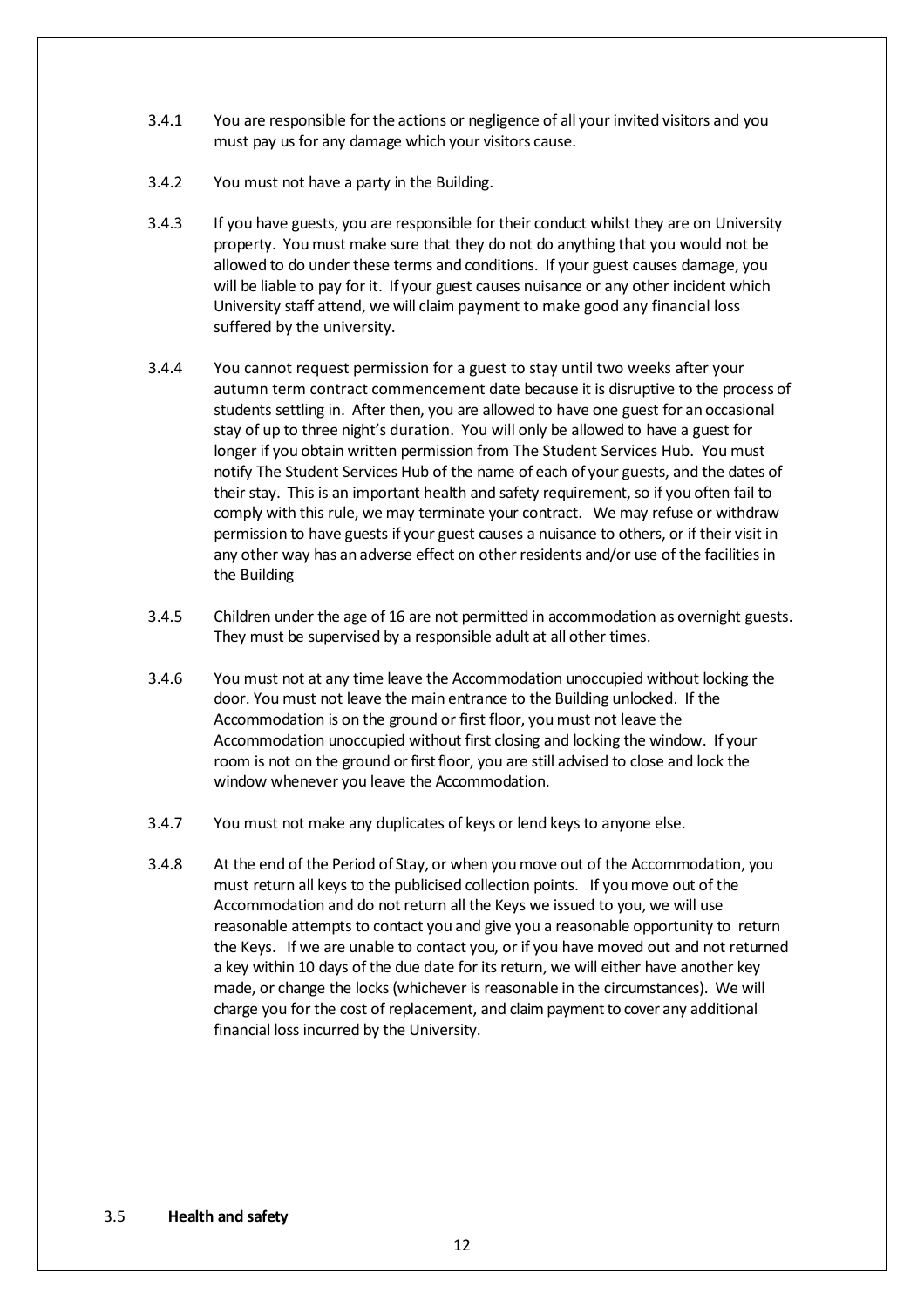3.4.1 You are responsible for the actions or negligence of all your invited visitors and you must pay us for any damage which your visitors cause.

3.4.2 You must not have a party in the Building.

3.4.3 If you have guests, you are responsible for their conduct whilst they are on University property. You must make sure that they do not do anything that you would not be allowed to do under these terms and conditions. If your guest causes damage, you will be liable to pay for it. If your guest causes nuisance or any other incident which University staff attend, we will claim payment to make good any financial loss suffered by the university.

3.4.4 You cannot request permission for a guest to stay until two weeks after your autumn term contract commencement date because it is disruptive to the process of students settling in. After then, you are allowed to have one guest for an occasional stay of up to three night's duration. You will only be allowed to have a guest for longer if you obtain written permission from The Student Services Hub. You must notify The Student Services Hub of the name of each of your guests, and the dates of their stay. This is an important health and safety requirement, so if you often fail to comply with this rule, we may terminate your contract. We may refuse or withdraw permission to have guests if your guest causes a nuisance to others, or if their visit in any other way has an adverse effect on other residents and/or use of the facilities in the Building

3.4.5 Children under the age of 16 are not permitted in accommodation as overnight guests. They must be supervised by a responsible adult at all other times.

3.4.6 You must not at any time leave the Accommodation unoccupied without locking the door. You must not leave the main entrance to the Building unlocked. If the Accommodation is on the ground or first floor, you must not leave the Accommodation unoccupied without first closing and locking the window. If your room is not on the ground or first floor, you are still advised to close and lock the window whenever you leave the Accommodation.

3.4.7 You must not make any duplicates of keys or lend keys to anyone else.

3.4.8 At the end of the Period of Stay, or when you move out of the Accommodation, you must return all keys to the publicised collection points. If you move out of the Accommodation and do not return all the Keys we issued to you, we will use reasonable attempts to contact you and give you a reasonable opportunity to return the Keys. If we are unable to contact you, or if you have moved out and not returned a key within 10 days of the due date for its return, we will either have another key made, or change the locks (whichever is reasonable in the circumstances). We will charge you for the cost of replacement, and claim payment to cover any additional financial loss incurred by the University.

3.5 **Health and safety**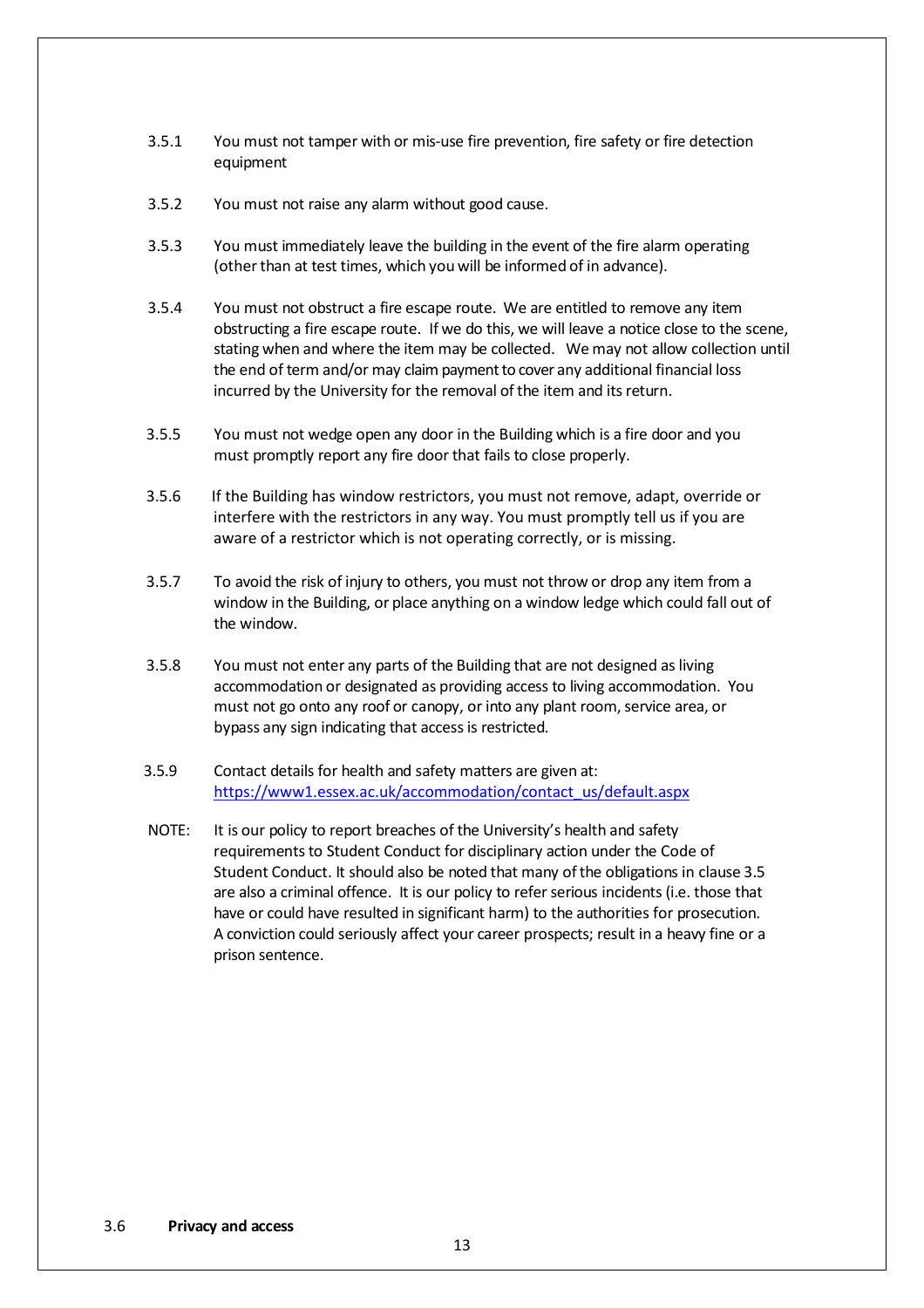3.5.1 You must not tamper with or mis-use fire prevention, fire safety or fire detection equipment

3.5.2 You must not raise any alarm without good cause.

3.5.3 You must immediately leave the building in the event of the fire alarm operating (other than at test times, which you will be informed of in advance).

3.5.4 You must not obstruct a fire escape route. We are entitled to remove any item obstructing a fire escape route. If we do this, we will leave a notice close to the scene, stating when and where the item may be collected. We may not allow collection until the end of term and/or may claim payment to cover any additional financial loss incurred by the University for the removal of the item and its return.

3.5.5 You must not wedge open any door in the Building which is a fire door and you must promptly report any fire door that fails to close properly.

3.5.6 If the Building has window restrictors, you must not remove, adapt, override or interfere with the restrictors in any way. You must promptly tell us if you are aware of a restrictor which is not operating correctly, or is missing.

3.5.7 To avoid the risk of injury to others, you must not throw or drop any item from a window in the Building, or place anything on a window ledge which could fall out of the window.

3.5.8 You must not enter any parts of the Building that are not designed as living accommodation or designated as providing access to living accommodation. You must not go onto any roof or canopy, or into any plant room, service area, or bypass any sign indicating that access is restricted.

3.5.9 Contact details for health and safety matters are given at: [https://www1.essex.ac.uk/accommodation/contact_us/default.aspx](https://www1.essex.ac.uk/accommodation/contact_us/default.aspx)

NOTE: It is our policy to report breaches of the University's health and safety requirements to Student Conduct for disciplinary action under the Code of Student Conduct. It should also be noted that many of the obligations in clause 3.5 are also a criminal offence. It is our policy to refer serious incidents (i.e. those that have or could have resulted in significant harm) to the authorities for prosecution. A conviction could seriously affect your career prospects; result in a heavy fine or a prison sentence.

### 3.6 Privacy and access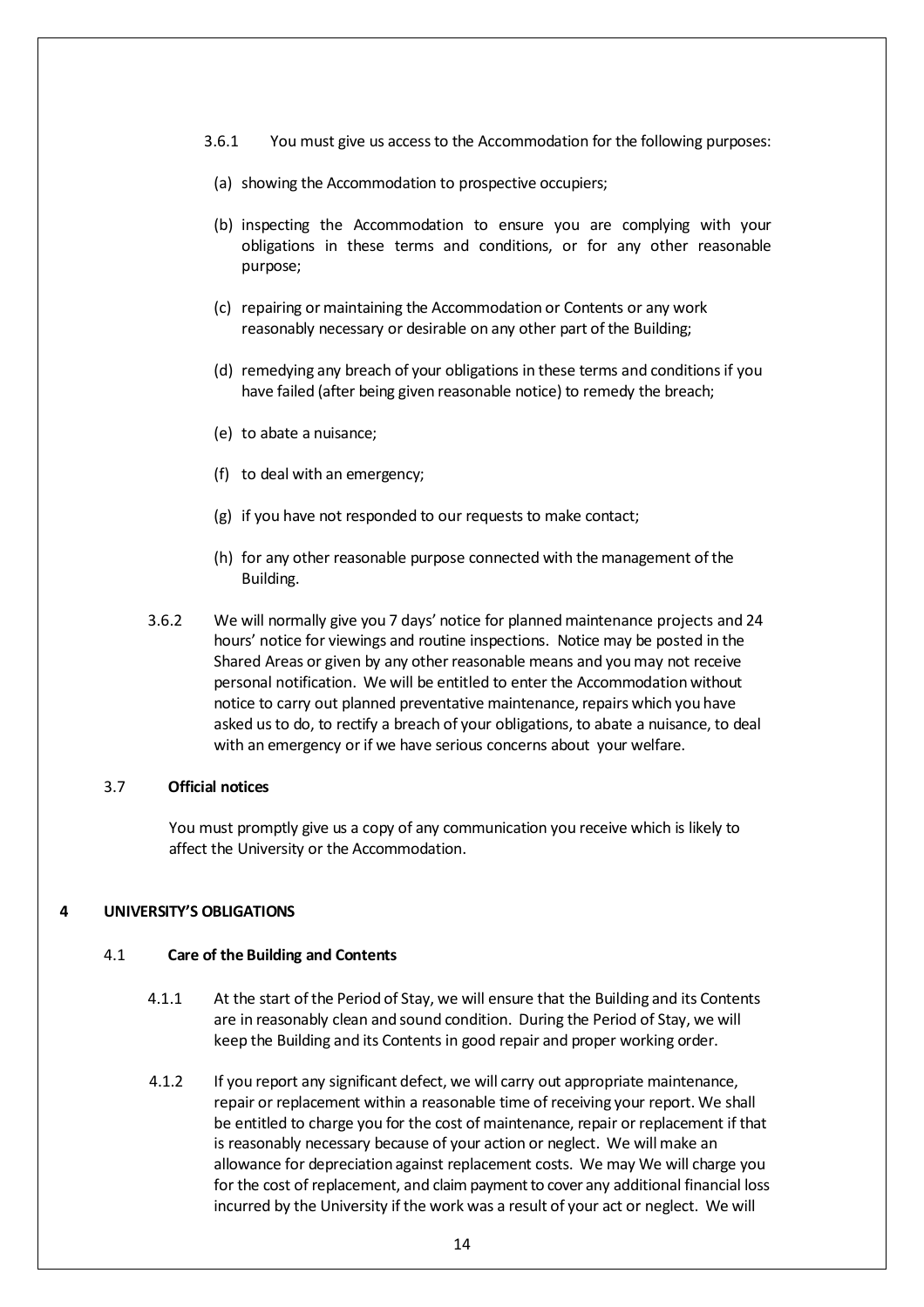3.6.1 You must give us access to the Accommodation for the following purposes:

(a) showing the Accommodation to prospective occupiers;

(b) inspecting the Accommodation to ensure you are complying with your obligations in these terms and conditions, or for any other reasonable purpose;

(c) repairing or maintaining the Accommodation or Contents or any work reasonably necessary or desirable on any other part of the Building;

(d) remedying any breach of your obligations in these terms and conditions if you have failed (after being given reasonable notice) to remedy the breach;

(e) to abate a nuisance;

(f) to deal with an emergency;

(g) if you have not responded to our requests to make contact;

(h) for any other reasonable purpose connected with the management of the Building.

3.6.2 We will normally give you 7 days' notice for planned maintenance projects and 24 hours' notice for viewings and routine inspections. Notice may be posted in the Shared Areas or given by any other reasonable means and you may not receive personal notification. We will be entitled to enter the Accommodation without notice to carry out planned preventative maintenance, repairs which you have asked us to do, to rectify a breach of your obligations, to abate a nuisance, to deal with an emergency or if we have serious concerns about your welfare.

3.7 **Official notices**

You must promptly give us a copy of any communication you receive which is likely to affect the University or the Accommodation.

## 4 UNIVERSITY'S OBLIGATIONS

4.1 **Care of the Building and Contents**

4.1.1 At the start of the Period of Stay, we will ensure that the Building and its Contents are in reasonably clean and sound condition. During the Period of Stay, we will keep the Building and its Contents in good repair and proper working order.

4.1.2 If you report any significant defect, we will carry out appropriate maintenance, repair or replacement within a reasonable time of receiving your report. We shall be entitled to charge you for the cost of maintenance, repair or replacement if that is reasonably necessary because of your action or neglect. We will make an allowance for depreciation against replacement costs. We may We will charge you for the cost of replacement, and claim payment to cover any additional financial loss incurred by the University if the work was a result of your act or neglect. We will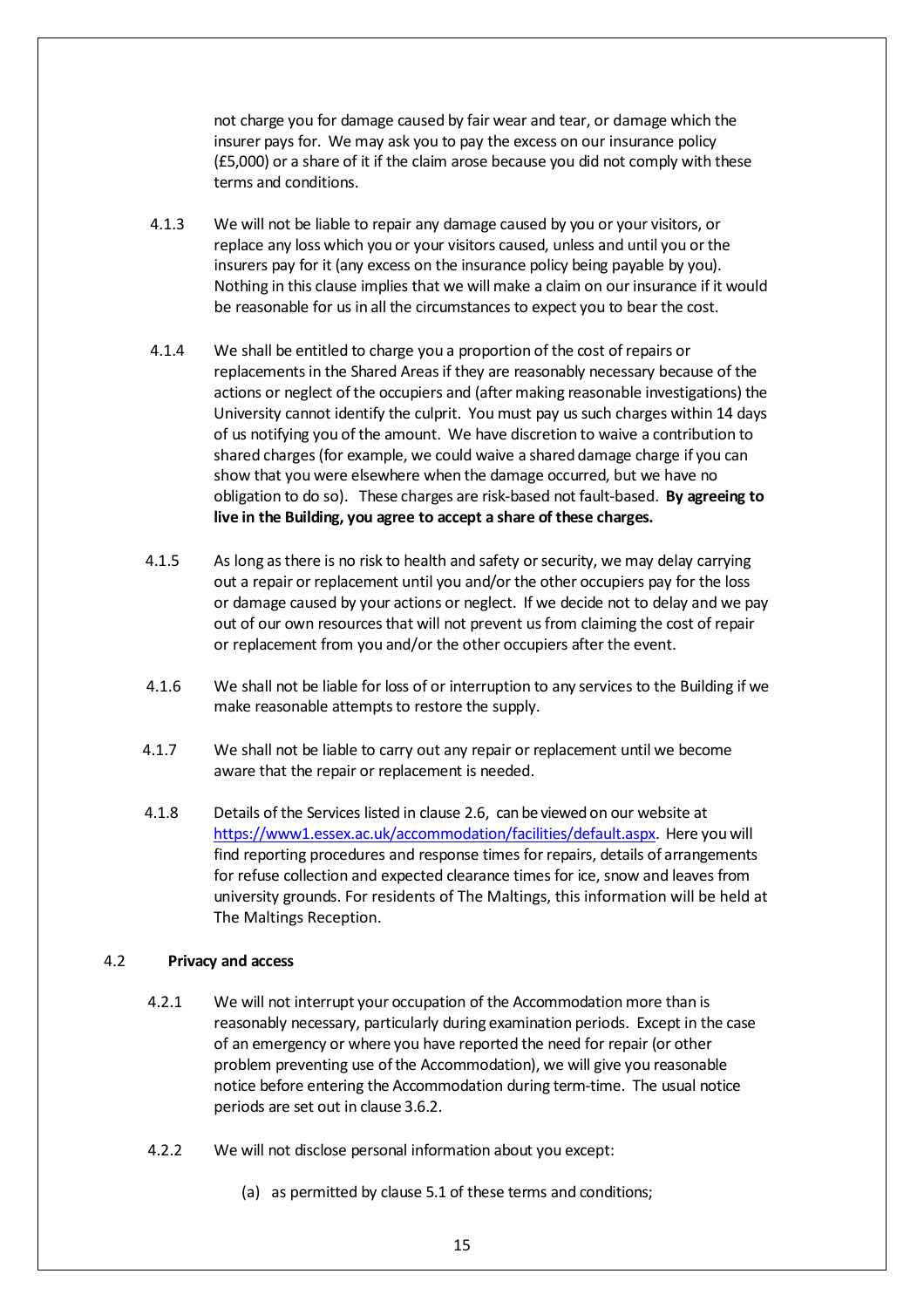not charge you for damage caused by fair wear and tear, or damage which the insurer pays for. We may ask you to pay the excess on our insurance policy (£5,000) or a share of it if the claim arose because you did not comply with these terms and conditions.

4.1.3 We will not be liable to repair any damage caused by you or your visitors, or replace any loss which you or your visitors caused, unless and until you or the insurers pay for it (any excess on the insurance policy being payable by you). Nothing in this clause implies that we will make a claim on our insurance if it would be reasonable for us in all the circumstances to expect you to bear the cost.

4.1.4 We shall be entitled to charge you a proportion of the cost of repairs or replacements in the Shared Areas if they are reasonably necessary because of the actions or neglect of the occupiers and (after making reasonable investigations) the University cannot identify the culprit. You must pay us such charges within 14 days of us notifying you of the amount. We have discretion to waive a contribution to shared charges (for example, we could waive a shared damage charge if you can show that you were elsewhere when the damage occurred, but we have no obligation to do so). These charges are risk-based not fault-based. **By agreeing to live in the Building, you agree to accept a share of these charges.**

4.1.5 As long as there is no risk to health and safety or security, we may delay carrying out a repair or replacement until you and/or the other occupiers pay for the loss or damage caused by your actions or neglect. If we decide not to delay and we pay out of our own resources that will not prevent us from claiming the cost of repair or replacement from you and/or the other occupiers after the event.

4.1.6 We shall not be liable for loss of or interruption to any services to the Building if we make reasonable attempts to restore the supply.

4.1.7 We shall not be liable to carry out any repair or replacement until we become aware that the repair or replacement is needed.

4.1.8 Details of the Services listed in clause 2.6, can be viewed on our website at https://www1.essex.ac.uk/accommodation/facilities/default.aspx. Here you will find reporting procedures and response times for repairs, details of arrangements for refuse collection and expected clearance times for ice, snow and leaves from university grounds. For residents of The Maltings, this information will be held at The Maltings Reception.

4.2 **Privacy and access**

4.2.1 We will not interrupt your occupation of the Accommodation more than is reasonably necessary, particularly during examination periods. Except in the case of an emergency or where you have reported the need for repair (or other problem preventing use of the Accommodation), we will give you reasonable notice before entering the Accommodation during term-time. The usual notice periods are set out in clause 3.6.2.

4.2.2 We will not disclose personal information about you except:

(a) as permitted by clause 5.1 of these terms and conditions;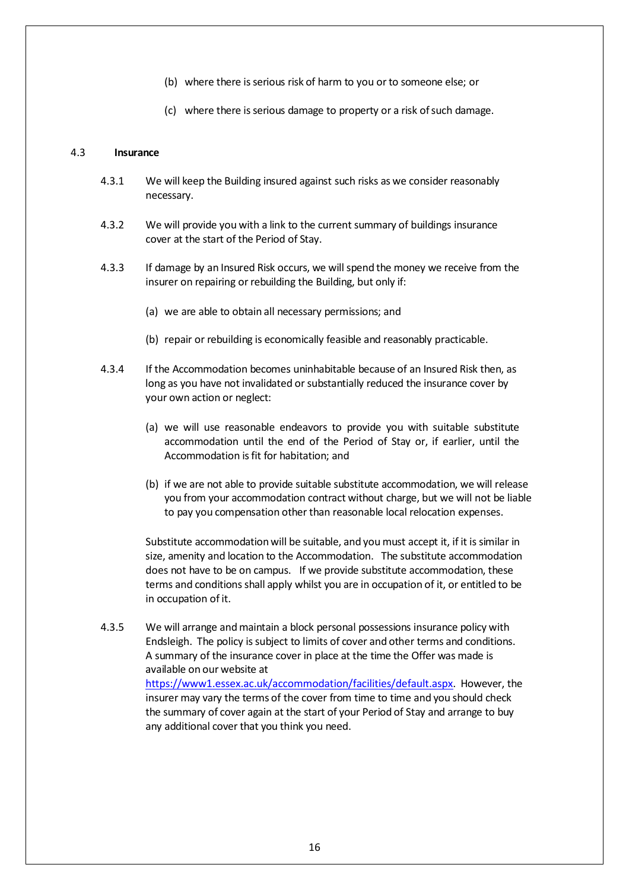(b) where there is serious risk of harm to you or to someone else; or

(c) where there is serious damage to property or a risk of such damage.

### 4.3 Insurance

4.3.1 We will keep the Building insured against such risks as we consider reasonably necessary.

4.3.2 We will provide you with a link to the current summary of buildings insurance cover at the start of the Period of Stay.

4.3.3 If damage by an Insured Risk occurs, we will spend the money we receive from the insurer on repairing or rebuilding the Building, but only if:

(a) we are able to obtain all necessary permissions; and

(b) repair or rebuilding is economically feasible and reasonably practicable.

4.3.4 If the Accommodation becomes uninhabitable because of an Insured Risk then, as long as you have not invalidated or substantially reduced the insurance cover by your own action or neglect:

(a) we will use reasonable endeavors to provide you with suitable substitute accommodation until the end of the Period of Stay or, if earlier, until the Accommodation is fit for habitation; and

(b) if we are not able to provide suitable substitute accommodation, we will release you from your accommodation contract without charge, but we will not be liable to pay you compensation other than reasonable local relocation expenses.

Substitute accommodation will be suitable, and you must accept it, if it is similar in size, amenity and location to the Accommodation. The substitute accommodation does not have to be on campus. If we provide substitute accommodation, these terms and conditions shall apply whilst you are in occupation of it, or entitled to be in occupation of it.

4.3.5 We will arrange and maintain a block personal possessions insurance policy with Endsleigh. The policy is subject to limits of cover and other terms and conditions. A summary of the insurance cover in place at the time the Offer was made is available on our website at https://www1.essex.ac.uk/accommodation/facilities/default.aspx. However, the insurer may vary the terms of the cover from time to time and you should check the summary of cover again at the start of your Period of Stay and arrange to buy any additional cover that you think you need.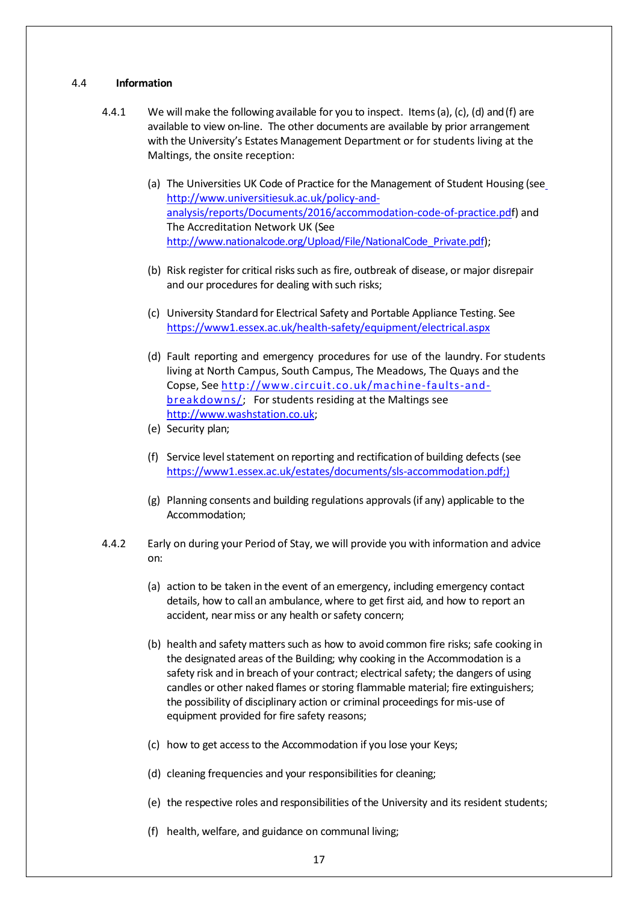## 4.4 Information

4.4.1 We will make the following available for you to inspect. Items (a), (c), (d) and (f) are available to view on-line. The other documents are available by prior arrangement with the University's Estates Management Department or for students living at the Maltings, the onsite reception:

(a) The Universities UK Code of Practice for the Management of Student Housing (see http://www.universitiesuk.ac.uk/policy-and-analysis/reports/Documents/2016/accommodation-code-of-practice.pdf) and The Accreditation Network UK (See http://www.nationalcode.org/Upload/File/NationalCode_Private.pdf);

(b) Risk register for critical risks such as fire, outbreak of disease, or major disrepair and our procedures for dealing with such risks;

(c) University Standard for Electrical Safety and Portable Appliance Testing. See https://www1.essex.ac.uk/health-safety/equipment/electrical.aspx

(d) Fault reporting and emergency procedures for use of the laundry. For students living at North Campus, South Campus, The Meadows, The Quays and the Copse, See http://www.circuit.co.uk/machine-faults-and-breakdowns/; For students residing at the Maltings see http://www.washstation.co.uk;

(e) Security plan;

(f) Service level statement on reporting and rectification of building defects (see https://www1.essex.ac.uk/estates/documents/sls-accommodation.pdf;)

(g) Planning consents and building regulations approvals (if any) applicable to the Accommodation;

4.4.2 Early on during your Period of Stay, we will provide you with information and advice on:

(a) action to be taken in the event of an emergency, including emergency contact details, how to call an ambulance, where to get first aid, and how to report an accident, near miss or any health or safety concern;

(b) health and safety matters such as how to avoid common fire risks; safe cooking in the designated areas of the Building; why cooking in the Accommodation is a safety risk and in breach of your contract; electrical safety; the dangers of using candles or other naked flames or storing flammable material; fire extinguishers; the possibility of disciplinary action or criminal proceedings for mis-use of equipment provided for fire safety reasons;

(c) how to get access to the Accommodation if you lose your Keys;

(d) cleaning frequencies and your responsibilities for cleaning;

(e) the respective roles and responsibilities of the University and its resident students;

(f) health, welfare, and guidance on communal living;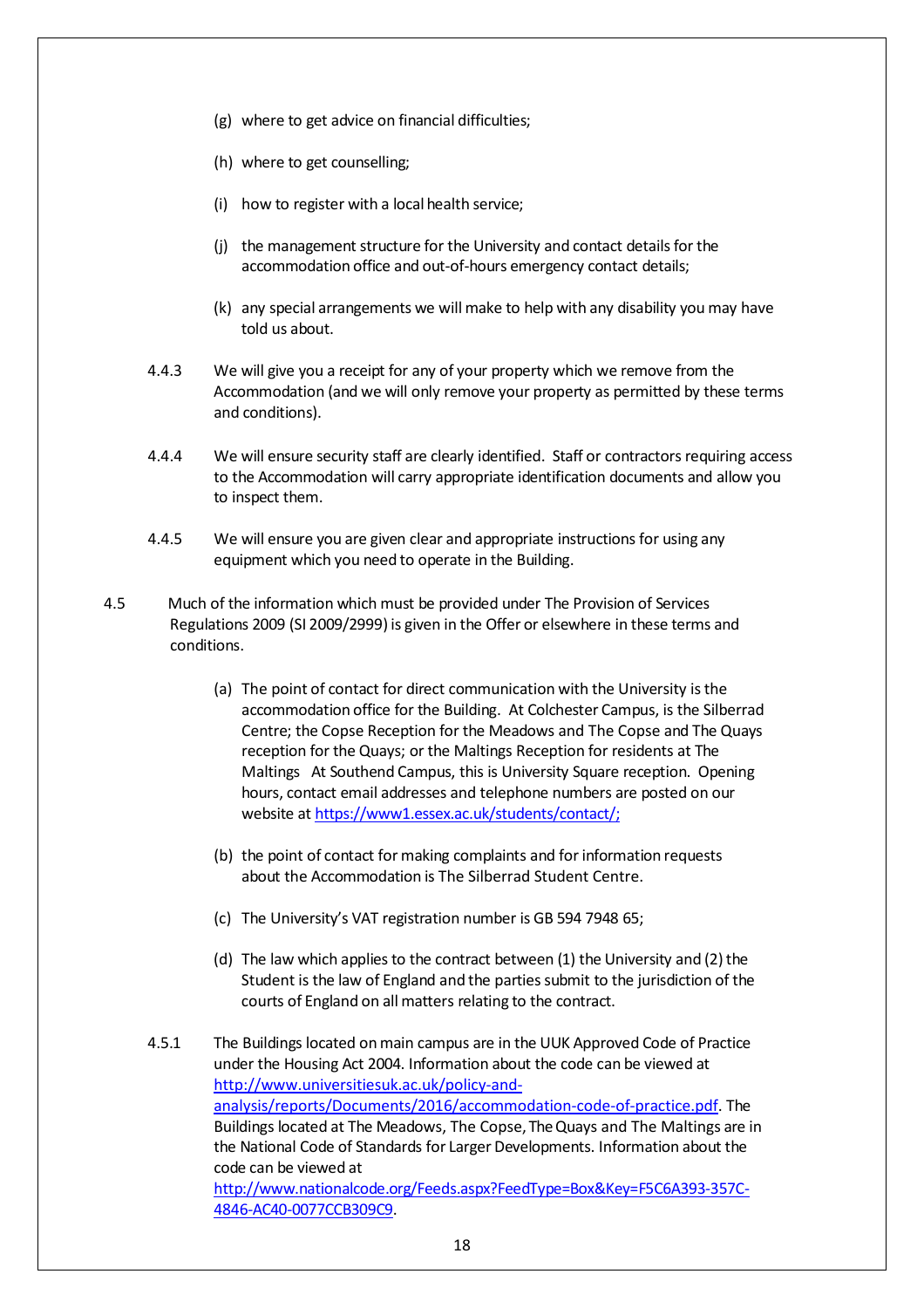(g) where to get advice on financial difficulties;

(h) where to get counselling;

(i) how to register with a local health service;

(j) the management structure for the University and contact details for the accommodation office and out-of-hours emergency contact details;

(k) any special arrangements we will make to help with any disability you may have told us about.

4.4.3 We will give you a receipt for any of your property which we remove from the Accommodation (and we will only remove your property as permitted by these terms and conditions).

4.4.4 We will ensure security staff are clearly identified. Staff or contractors requiring access to the Accommodation will carry appropriate identification documents and allow you to inspect them.

4.4.5 We will ensure you are given clear and appropriate instructions for using any equipment which you need to operate in the Building.

4.5 Much of the information which must be provided under The Provision of Services Regulations 2009 (SI 2009/2999) is given in the Offer or elsewhere in these terms and conditions.

(a) The point of contact for direct communication with the University is the accommodation office for the Building. At Colchester Campus, is the Silberrad Centre; the Copse Reception for the Meadows and The Copse and The Quays reception for the Quays; or the Maltings Reception for residents at The Maltings At Southend Campus, this is University Square reception. Opening hours, contact email addresses and telephone numbers are posted on our website at [https://www1.essex.ac.uk/students/contact/;](https://www1.essex.ac.uk/students/contact/)

(b) the point of contact for making complaints and for information requests about the Accommodation is The Silberrad Student Centre.

(c) The University's VAT registration number is GB 594 7948 65;

(d) The law which applies to the contract between (1) the University and (2) the Student is the law of England and the parties submit to the jurisdiction of the courts of England on all matters relating to the contract.

4.5.1 The Buildings located on main campus are in the UUK Approved Code of Practice under the Housing Act 2004. Information about the code can be viewed at [http://www.universitiesuk.ac.uk/policy-and-analysis/reports/Documents/2016/accommodation-code-of-practice.pdf](http://www.universitiesuk.ac.uk/policy-and-analysis/reports/Documents/2016/accommodation-code-of-practice.pdf). The Buildings located at The Meadows, The Copse, The Quays and The Maltings are in the National Code of Standards for Larger Developments. Information about the code can be viewed at [http://www.nationalcode.org/Feeds.aspx?FeedType=Box&Key=F5C6A393-357C-4846-AC40-0077CCB309C9](http://www.nationalcode.org/Feeds.aspx?FeedType=Box&Key=F5C6A393-357C-4846-AC40-0077CCB309C9).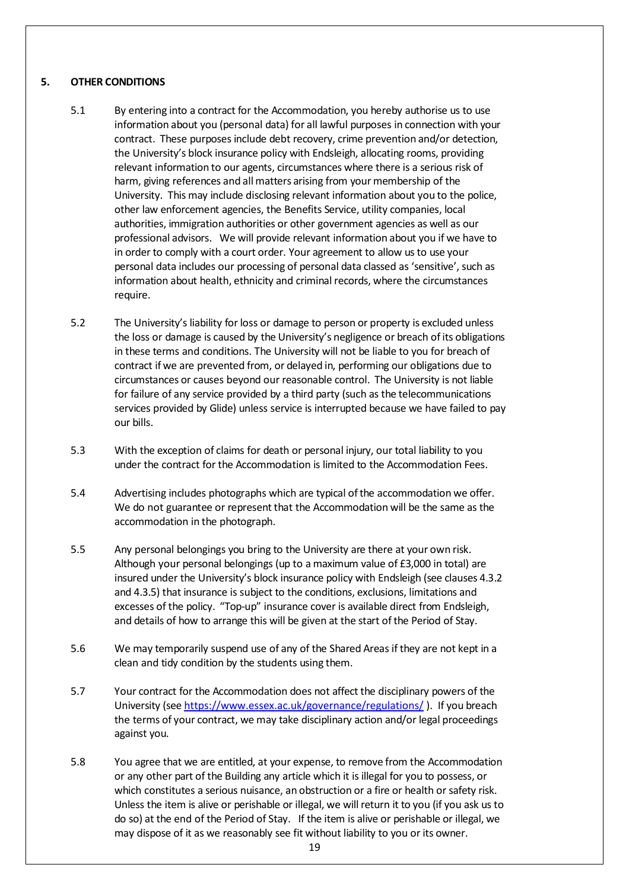## 5. OTHER CONDITIONS

5.1 By entering into a contract for the Accommodation, you hereby authorise us to use information about you (personal data) for all lawful purposes in connection with your contract. These purposes include debt recovery, crime prevention and/or detection, the University's block insurance policy with Endsleigh, allocating rooms, providing relevant information to our agents, circumstances where there is a serious risk of harm, giving references and all matters arising from your membership of the University. This may include disclosing relevant information about you to the police, other law enforcement agencies, the Benefits Service, utility companies, local authorities, immigration authorities or other government agencies as well as our professional advisors. We will provide relevant information about you if we have to in order to comply with a court order. Your agreement to allow us to use your personal data includes our processing of personal data classed as 'sensitive', such as information about health, ethnicity and criminal records, where the circumstances require.

5.2 The University's liability for loss or damage to person or property is excluded unless the loss or damage is caused by the University's negligence or breach of its obligations in these terms and conditions. The University will not be liable to you for breach of contract if we are prevented from, or delayed in, performing our obligations due to circumstances or causes beyond our reasonable control. The University is not liable for failure of any service provided by a third party (such as the telecommunications services provided by Glide) unless service is interrupted because we have failed to pay our bills.

5.3 With the exception of claims for death or personal injury, our total liability to you under the contract for the Accommodation is limited to the Accommodation Fees.

5.4 Advertising includes photographs which are typical of the accommodation we offer. We do not guarantee or represent that the Accommodation will be the same as the accommodation in the photograph.

5.5 Any personal belongings you bring to the University are there at your own risk. Although your personal belongings (up to a maximum value of £3,000 in total) are insured under the University's block insurance policy with Endsleigh (see clauses 4.3.2 and 4.3.5) that insurance is subject to the conditions, exclusions, limitations and excesses of the policy. "Top-up" insurance cover is available direct from Endsleigh, and details of how to arrange this will be given at the start of the Period of Stay.

5.6 We may temporarily suspend use of any of the Shared Areas if they are not kept in a clean and tidy condition by the students using them.

5.7 Your contract for the Accommodation does not affect the disciplinary powers of the University (see https://www.essex.ac.uk/governance/regulations/ ). If you breach the terms of your contract, we may take disciplinary action and/or legal proceedings against you.

5.8 You agree that we are entitled, at your expense, to remove from the Accommodation or any other part of the Building any article which it is illegal for you to possess, or which constitutes a serious nuisance, an obstruction or a fire or health or safety risk. Unless the item is alive or perishable or illegal, we will return it to you (if you ask us to do so) at the end of the Period of Stay. If the item is alive or perishable or illegal, we may dispose of it as we reasonably see fit without liability to you or its owner.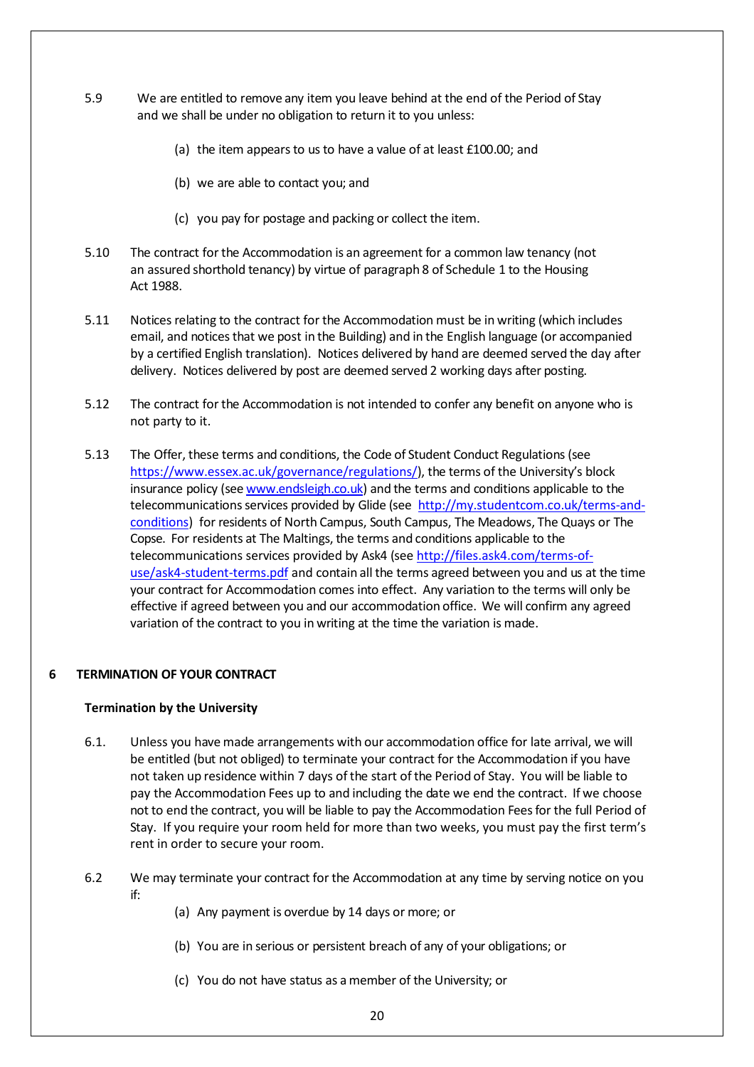5.9 We are entitled to remove any item you leave behind at the end of the Period of Stay and we shall be under no obligation to return it to you unless:

(a) the item appears to us to have a value of at least £100.00; and

(b) we are able to contact you; and

(c) you pay for postage and packing or collect the item.

5.10 The contract for the Accommodation is an agreement for a common law tenancy (not an assured shorthold tenancy) by virtue of paragraph 8 of Schedule 1 to the Housing Act 1988.

5.11 Notices relating to the contract for the Accommodation must be in writing (which includes email, and notices that we post in the Building) and in the English language (or accompanied by a certified English translation). Notices delivered by hand are deemed served the day after delivery. Notices delivered by post are deemed served 2 working days after posting.

5.12 The contract for the Accommodation is not intended to confer any benefit on anyone who is not party to it.

5.13 The Offer, these terms and conditions, the Code of Student Conduct Regulations (see https://www.essex.ac.uk/governance/regulations/), the terms of the University's block insurance policy (see www.endsleigh.co.uk) and the terms and conditions applicable to the telecommunications services provided by Glide (see http://my.studentcom.co.uk/terms-and-conditions) for residents of North Campus, South Campus, The Meadows, The Quays or The Copse. For residents at The Maltings, the terms and conditions applicable to the telecommunications services provided by Ask4 (see http://files.ask4.com/terms-of-use/ask4-student-terms.pdf and contain all the terms agreed between you and us at the time your contract for Accommodation comes into effect. Any variation to the terms will only be effective if agreed between you and our accommodation office. We will confirm any agreed variation of the contract to you in writing at the time the variation is made.

## 6 TERMINATION OF YOUR CONTRACT

**Termination by the University**

6.1. Unless you have made arrangements with our accommodation office for late arrival, we will be entitled (but not obliged) to terminate your contract for the Accommodation if you have not taken up residence within 7 days of the start of the Period of Stay. You will be liable to pay the Accommodation Fees up to and including the date we end the contract. If we choose not to end the contract, you will be liable to pay the Accommodation Fees for the full Period of Stay. If you require your room held for more than two weeks, you must pay the first term's rent in order to secure your room.

6.2 We may terminate your contract for the Accommodation at any time by serving notice on you if:

(a) Any payment is overdue by 14 days or more; or

(b) You are in serious or persistent breach of any of your obligations; or

(c) You do not have status as a member of the University; or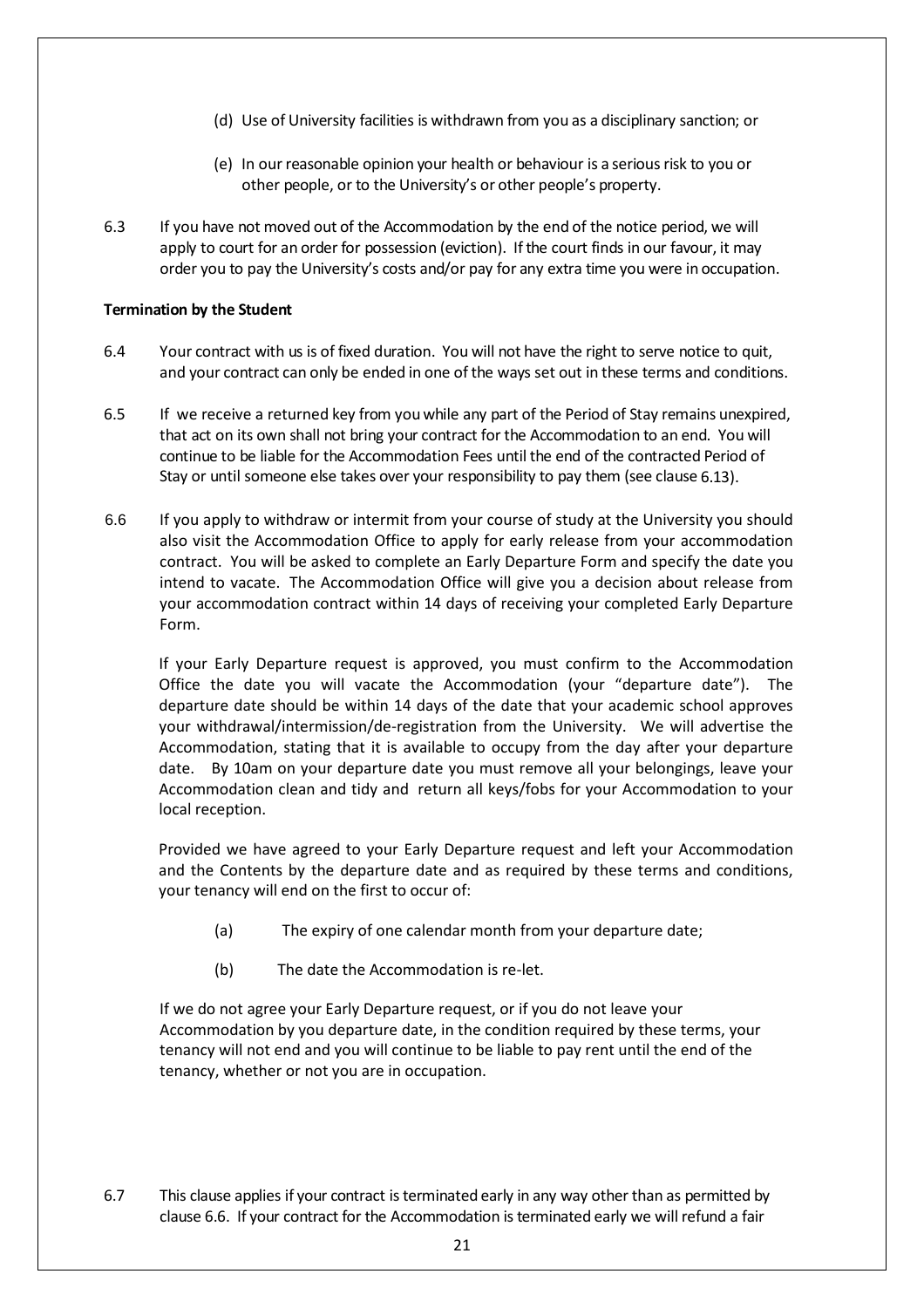(d) Use of University facilities is withdrawn from you as a disciplinary sanction; or

(e) In our reasonable opinion your health or behaviour is a serious risk to you or other people, or to the University's or other people's property.

6.3 If you have not moved out of the Accommodation by the end of the notice period, we will apply to court for an order for possession (eviction). If the court finds in our favour, it may order you to pay the University's costs and/or pay for any extra time you were in occupation.

**Termination by the Student**

6.4 Your contract with us is of fixed duration. You will not have the right to serve notice to quit, and your contract can only be ended in one of the ways set out in these terms and conditions.

6.5 If we receive a returned key from you while any part of the Period of Stay remains unexpired, that act on its own shall not bring your contract for the Accommodation to an end. You will continue to be liable for the Accommodation Fees until the end of the contracted Period of Stay or until someone else takes over your responsibility to pay them (see clause 6.13).

6.6 If you apply to withdraw or intermit from your course of study at the University you should also visit the Accommodation Office to apply for early release from your accommodation contract. You will be asked to complete an Early Departure Form and specify the date you intend to vacate. The Accommodation Office will give you a decision about release from your accommodation contract within 14 days of receiving your completed Early Departure Form.

If your Early Departure request is approved, you must confirm to the Accommodation Office the date you will vacate the Accommodation (your "departure date"). The departure date should be within 14 days of the date that your academic school approves your withdrawal/intermission/de-registration from the University. We will advertise the Accommodation, stating that it is available to occupy from the day after your departure date. By 10am on your departure date you must remove all your belongings, leave your Accommodation clean and tidy and return all keys/fobs for your Accommodation to your local reception.

Provided we have agreed to your Early Departure request and left your Accommodation and the Contents by the departure date and as required by these terms and conditions, your tenancy will end on the first to occur of:

(a) The expiry of one calendar month from your departure date;

(b) The date the Accommodation is re-let.

If we do not agree your Early Departure request, or if you do not leave your Accommodation by you departure date, in the condition required by these terms, your tenancy will not end and you will continue to be liable to pay rent until the end of the tenancy, whether or not you are in occupation.

6.7 This clause applies if your contract is terminated early in any way other than as permitted by clause 6.6. If your contract for the Accommodation is terminated early we will refund a fair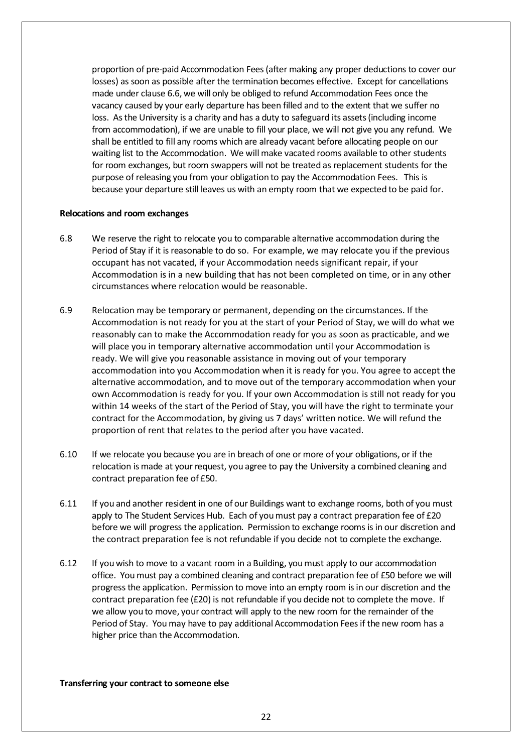proportion of pre-paid Accommodation Fees (after making any proper deductions to cover our losses) as soon as possible after the termination becomes effective. Except for cancellations made under clause 6.6, we will only be obliged to refund Accommodation Fees once the vacancy caused by your early departure has been filled and to the extent that we suffer no loss. As the University is a charity and has a duty to safeguard its assets (including income from accommodation), if we are unable to fill your place, we will not give you any refund. We shall be entitled to fill any rooms which are already vacant before allocating people on our waiting list to the Accommodation. We will make vacated rooms available to other students for room exchanges, but room swappers will not be treated as replacement students for the purpose of releasing you from your obligation to pay the Accommodation Fees. This is because your departure still leaves us with an empty room that we expected to be paid for.

**Relocations and room exchanges**

6.8 We reserve the right to relocate you to comparable alternative accommodation during the Period of Stay if it is reasonable to do so. For example, we may relocate you if the previous occupant has not vacated, if your Accommodation needs significant repair, if your Accommodation is in a new building that has not been completed on time, or in any other circumstances where relocation would be reasonable.

6.9 Relocation may be temporary or permanent, depending on the circumstances. If the Accommodation is not ready for you at the start of your Period of Stay, we will do what we reasonably can to make the Accommodation ready for you as soon as practicable, and we will place you in temporary alternative accommodation until your Accommodation is ready. We will give you reasonable assistance in moving out of your temporary accommodation into you Accommodation when it is ready for you. You agree to accept the alternative accommodation, and to move out of the temporary accommodation when your own Accommodation is ready for you. If your own Accommodation is still not ready for you within 14 weeks of the start of the Period of Stay, you will have the right to terminate your contract for the Accommodation, by giving us 7 days' written notice. We will refund the proportion of rent that relates to the period after you have vacated.

6.10 If we relocate you because you are in breach of one or more of your obligations, or if the relocation is made at your request, you agree to pay the University a combined cleaning and contract preparation fee of £50.

6.11 If you and another resident in one of our Buildings want to exchange rooms, both of you must apply to The Student Services Hub. Each of you must pay a contract preparation fee of £20 before we will progress the application. Permission to exchange rooms is in our discretion and the contract preparation fee is not refundable if you decide not to complete the exchange.

6.12 If you wish to move to a vacant room in a Building, you must apply to our accommodation office. You must pay a combined cleaning and contract preparation fee of £50 before we will progress the application. Permission to move into an empty room is in our discretion and the contract preparation fee (£20) is not refundable if you decide not to complete the move. If we allow you to move, your contract will apply to the new room for the remainder of the Period of Stay. You may have to pay additional Accommodation Fees if the new room has a higher price than the Accommodation.

**Transferring your contract to someone else**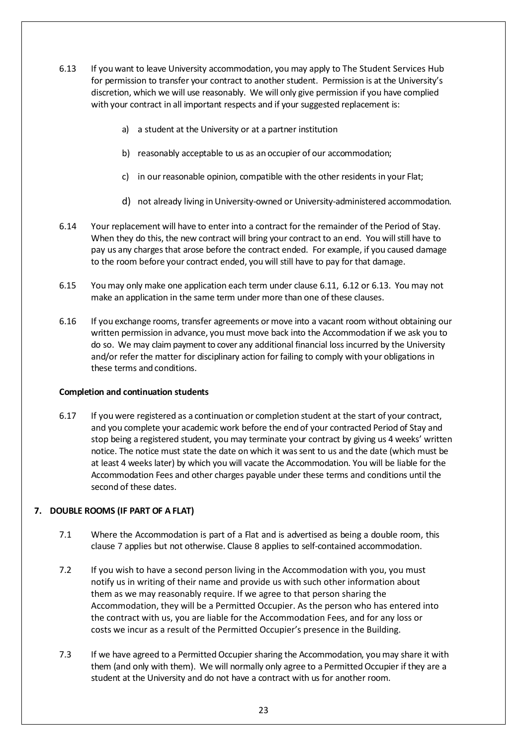6.13 If you want to leave University accommodation, you may apply to The Student Services Hub for permission to transfer your contract to another student. Permission is at the University's discretion, which we will use reasonably. We will only give permission if you have complied with your contract in all important respects and if your suggested replacement is:

a) a student at the University or at a partner institution

b) reasonably acceptable to us as an occupier of our accommodation;

c) in our reasonable opinion, compatible with the other residents in your Flat;

d) not already living in University-owned or University-administered accommodation.

6.14 Your replacement will have to enter into a contract for the remainder of the Period of Stay. When they do this, the new contract will bring your contract to an end. You will still have to pay us any charges that arose before the contract ended. For example, if you caused damage to the room before your contract ended, you will still have to pay for that damage.

6.15 You may only make one application each term under clause 6.11, 6.12 or 6.13. You may not make an application in the same term under more than one of these clauses.

6.16 If you exchange rooms, transfer agreements or move into a vacant room without obtaining our written permission in advance, you must move back into the Accommodation if we ask you to do so. We may claim payment to cover any additional financial loss incurred by the University and/or refer the matter for disciplinary action for failing to comply with your obligations in these terms and conditions.

**Completion and continuation students**

6.17 If you were registered as a continuation or completion student at the start of your contract, and you complete your academic work before the end of your contracted Period of Stay and stop being a registered student, you may terminate your contract by giving us 4 weeks' written notice. The notice must state the date on which it was sent to us and the date (which must be at least 4 weeks later) by which you will vacate the Accommodation. You will be liable for the Accommodation Fees and other charges payable under these terms and conditions until the second of these dates.

## 7. DOUBLE ROOMS (IF PART OF A FLAT)

7.1 Where the Accommodation is part of a Flat and is advertised as being a double room, this clause 7 applies but not otherwise. Clause 8 applies to self-contained accommodation.

7.2 If you wish to have a second person living in the Accommodation with you, you must notify us in writing of their name and provide us with such other information about them as we may reasonably require. If we agree to that person sharing the Accommodation, they will be a Permitted Occupier. As the person who has entered into the contract with us, you are liable for the Accommodation Fees, and for any loss or costs we incur as a result of the Permitted Occupier's presence in the Building.

7.3 If we have agreed to a Permitted Occupier sharing the Accommodation, you may share it with them (and only with them). We will normally only agree to a Permitted Occupier if they are a student at the University and do not have a contract with us for another room.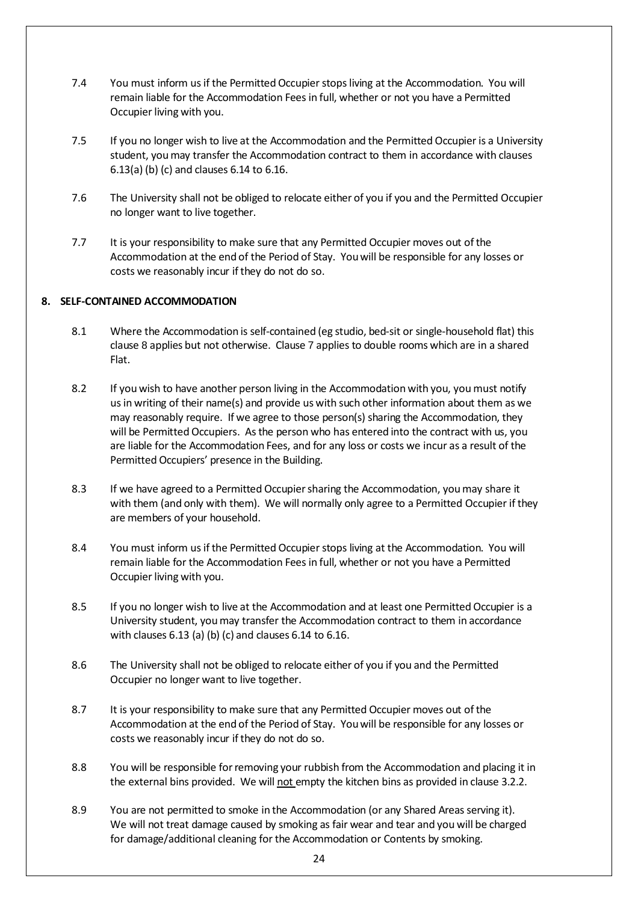7.4 You must inform us if the Permitted Occupier stops living at the Accommodation. You will remain liable for the Accommodation Fees in full, whether or not you have a Permitted Occupier living with you.

7.5 If you no longer wish to live at the Accommodation and the Permitted Occupier is a University student, you may transfer the Accommodation contract to them in accordance with clauses 6.13(a) (b) (c) and clauses 6.14 to 6.16.

7.6 The University shall not be obliged to relocate either of you if you and the Permitted Occupier no longer want to live together.

7.7 It is your responsibility to make sure that any Permitted Occupier moves out of the Accommodation at the end of the Period of Stay. You will be responsible for any losses or costs we reasonably incur if they do not do so.

**8. SELF-CONTAINED ACCOMMODATION**

8.1 Where the Accommodation is self-contained (eg studio, bed-sit or single-household flat) this clause 8 applies but not otherwise. Clause 7 applies to double rooms which are in a shared Flat.

8.2 If you wish to have another person living in the Accommodation with you, you must notify us in writing of their name(s) and provide us with such other information about them as we may reasonably require. If we agree to those person(s) sharing the Accommodation, they will be Permitted Occupiers. As the person who has entered into the contract with us, you are liable for the Accommodation Fees, and for any loss or costs we incur as a result of the Permitted Occupiers' presence in the Building.

8.3 If we have agreed to a Permitted Occupier sharing the Accommodation, you may share it with them (and only with them). We will normally only agree to a Permitted Occupier if they are members of your household.

8.4 You must inform us if the Permitted Occupier stops living at the Accommodation. You will remain liable for the Accommodation Fees in full, whether or not you have a Permitted Occupier living with you.

8.5 If you no longer wish to live at the Accommodation and at least one Permitted Occupier is a University student, you may transfer the Accommodation contract to them in accordance with clauses 6.13 (a) (b) (c) and clauses 6.14 to 6.16.

8.6 The University shall not be obliged to relocate either of you if you and the Permitted Occupier no longer want to live together.

8.7 It is your responsibility to make sure that any Permitted Occupier moves out of the Accommodation at the end of the Period of Stay. You will be responsible for any losses or costs we reasonably incur if they do not do so.

8.8 You will be responsible for removing your rubbish from the Accommodation and placing it in the external bins provided. We will <u>not</u> empty the kitchen bins as provided in clause 3.2.2.

8.9 You are not permitted to smoke in the Accommodation (or any Shared Areas serving it). We will not treat damage caused by smoking as fair wear and tear and you will be charged for damage/additional cleaning for the Accommodation or Contents by smoking.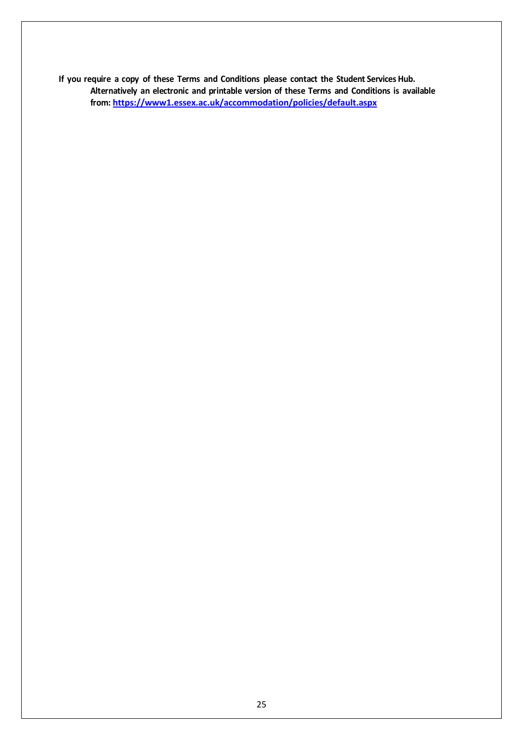**If you require a copy of these Terms and Conditions please contact the Student Services Hub. Alternatively an electronic and printable version of these Terms and Conditions is available from: [https://www1.essex.ac.uk/accommodation/policies/default.aspx](https://www1.essex.ac.uk/accommodation/policies/default.aspx)**